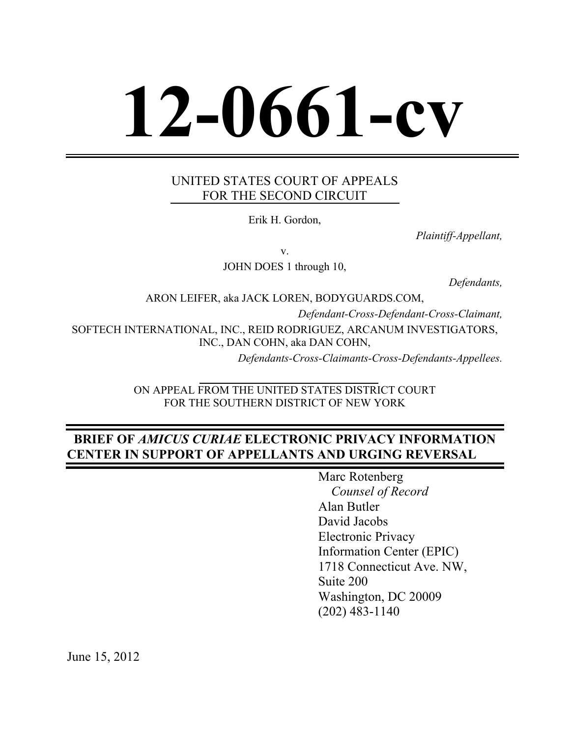# 12-0661-cv

UNITED STATES COURT OF APPEALS
FOR THE SECOND CIRCUIT

Erik H. Gordon,

*Plaintiff-Appellant,*

v.

JOHN DOES 1 through 10,

*Defendants,*

ARON LEIFER, aka JACK LOREN, BODYGUARDS.COM,

*Defendant-Cross-Defendant-Cross-Claimant,*

SOFTECH INTERNATIONAL, INC., REID RODRIGUEZ, ARCANUM INVESTIGATORS, INC., DAN COHN, aka DAN COHN,

*Defendants-Cross-Claimants-Cross-Defendants-Appellees.*

ON APPEAL FROM THE UNITED STATES DISTRICT COURT
FOR THE SOUTHERN DISTRICT OF NEW YORK

## BRIEF OF *AMICUS CURIAE* ELECTRONIC PRIVACY INFORMATION CENTER IN SUPPORT OF APPELLANTS AND URGING REVERSAL

Marc Rotenberg
*Counsel of Record*
Alan Butler
David Jacobs
Electronic Privacy
Information Center (EPIC)
1718 Connecticut Ave. NW,
Suite 200
Washington, DC 20009
(202) 483-1140

June 15, 2012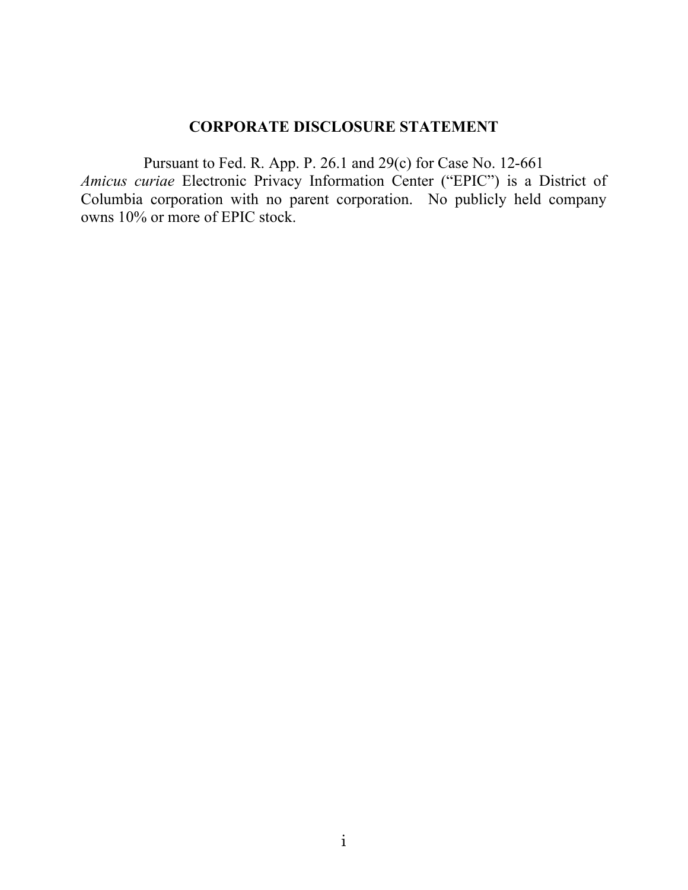## CORPORATE DISCLOSURE STATEMENT

Pursuant to Fed. R. App. P. 26.1 and 29(c) for Case No. 12-661

*Amicus curiae* Electronic Privacy Information Center ("EPIC") is a District of Columbia corporation with no parent corporation. No publicly held company owns 10% or more of EPIC stock.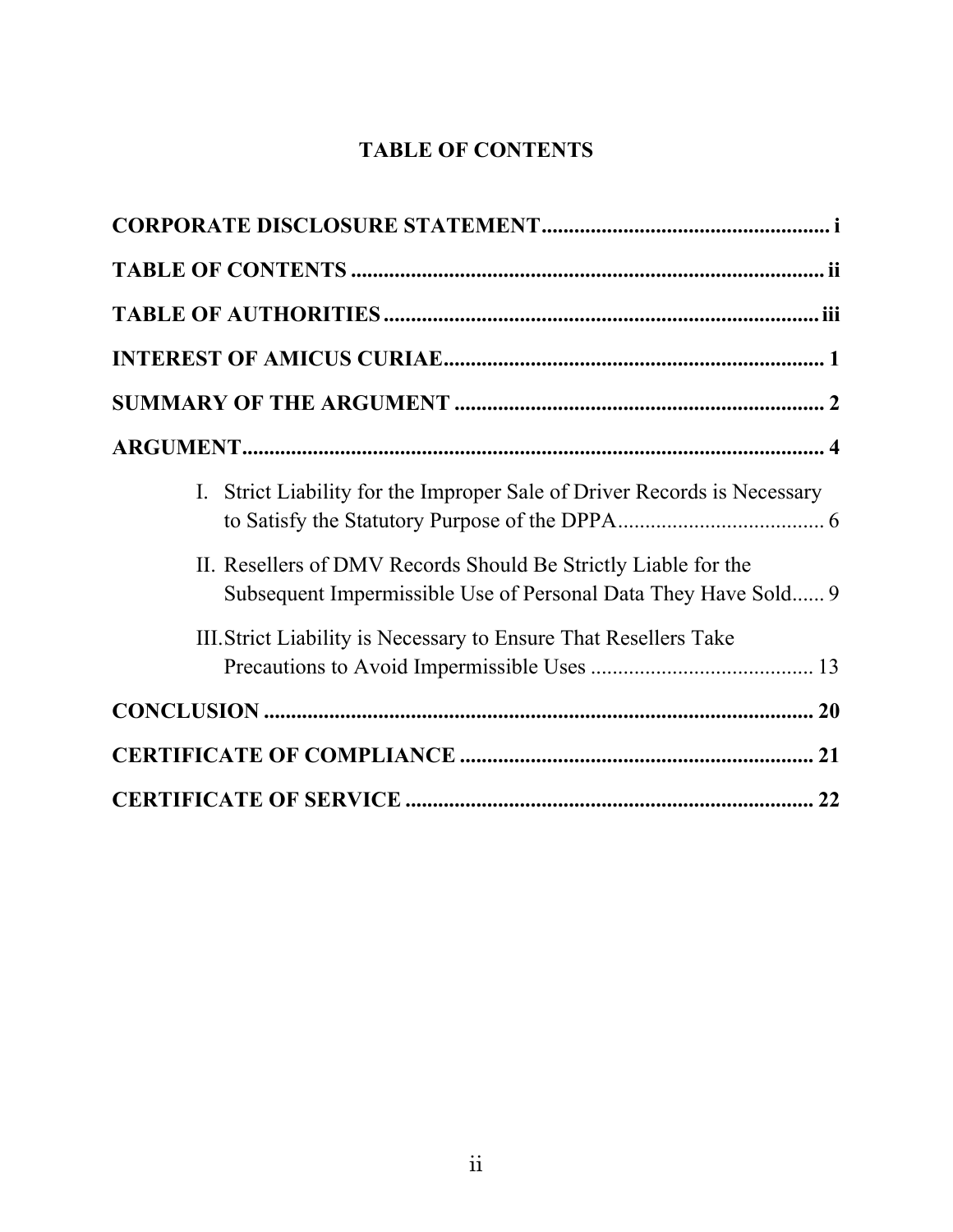# TABLE OF CONTENTS

**CORPORATE DISCLOSURE STATEMENT** ..................................................... i

**TABLE OF CONTENTS** ........................................................................... ii

**TABLE OF AUTHORITIES** ..................................................................... iii

**INTEREST OF AMICUS CURIAE** ........................................................... 1

**SUMMARY OF THE ARGUMENT** ......................................................... 2

**ARGUMENT** ............................................................................................. 4

- I. Strict Liability for the Improper Sale of Driver Records is Necessary to Satisfy the Statutory Purpose of the DPPA ...................................... 6
- II. Resellers of DMV Records Should Be Strictly Liable for the Subsequent Impermissible Use of Personal Data They Have Sold ...... 9
- III. Strict Liability is Necessary to Ensure That Resellers Take Precautions to Avoid Impermissible Uses ......................................... 13

**CONCLUSION** ......................................................................................... 20

**CERTIFICATE OF COMPLIANCE** ........................................................ 21

**CERTIFICATE OF SERVICE** ................................................................. 22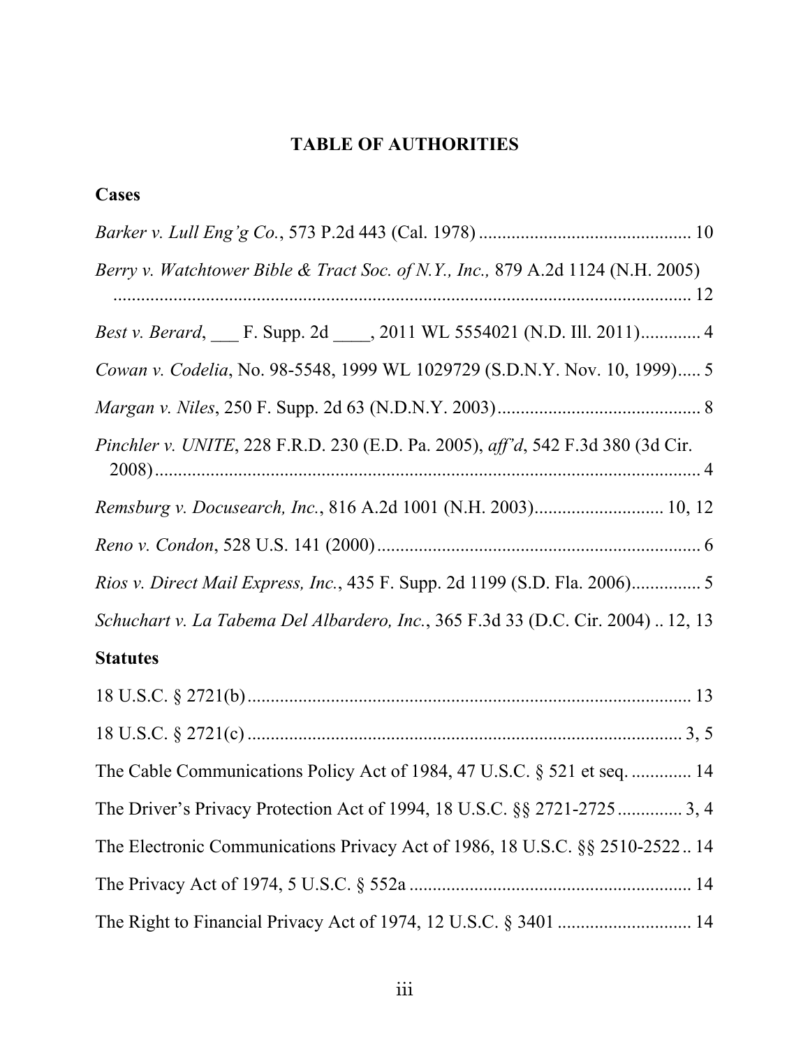# TABLE OF AUTHORITIES

## Cases

*Barker v. Lull Eng'g Co.*, 573 P.2d 443 (Cal. 1978) .............................................. 10

*Berry v. Watchtower Bible & Tract Soc. of N.Y., Inc.,* 879 A.2d 1124 (N.H. 2005) ................................................................................................................ 12

*Best v. Berard*, ___ F. Supp. 2d ____, 2011 WL 5554021 (N.D. Ill. 2011)............. 4

*Cowan v. Codelia*, No. 98-5548, 1999 WL 1029729 (S.D.N.Y. Nov. 10, 1999)..... 5

*Margan v. Niles*, 250 F. Supp. 2d 63 (N.D.N.Y. 2003)............................................ 8

*Pinchler v. UNITE*, 228 F.R.D. 230 (E.D. Pa. 2005), *aff'd*, 542 F.3d 380 (3d Cir. 2008)........................................................................................................................ 4

*Remsburg v. Docusearch, Inc.*, 816 A.2d 1001 (N.H. 2003)............................ 10, 12

*Reno v. Condon*, 528 U.S. 141 (2000)....................................................................... 6

*Rios v. Direct Mail Express, Inc.*, 435 F. Supp. 2d 1199 (S.D. Fla. 2006)............... 5

*Schuchart v. La Tabema Del Albardero, Inc.*, 365 F.3d 33 (D.C. Cir. 2004) .. 12, 13

## Statutes

18 U.S.C. § 2721(b)................................................................................................ 13

18 U.S.C. § 2721(c) .............................................................................................. 3, 5

The Cable Communications Policy Act of 1984, 47 U.S.C. § 521 et seq. ............. 14

The Driver's Privacy Protection Act of 1994, 18 U.S.C. §§ 2721-2725.............. 3, 4

The Electronic Communications Privacy Act of 1986, 18 U.S.C. §§ 2510-2522.. 14

The Privacy Act of 1974, 5 U.S.C. § 552a ............................................................. 14

The Right to Financial Privacy Act of 1974, 12 U.S.C. § 3401 ............................. 14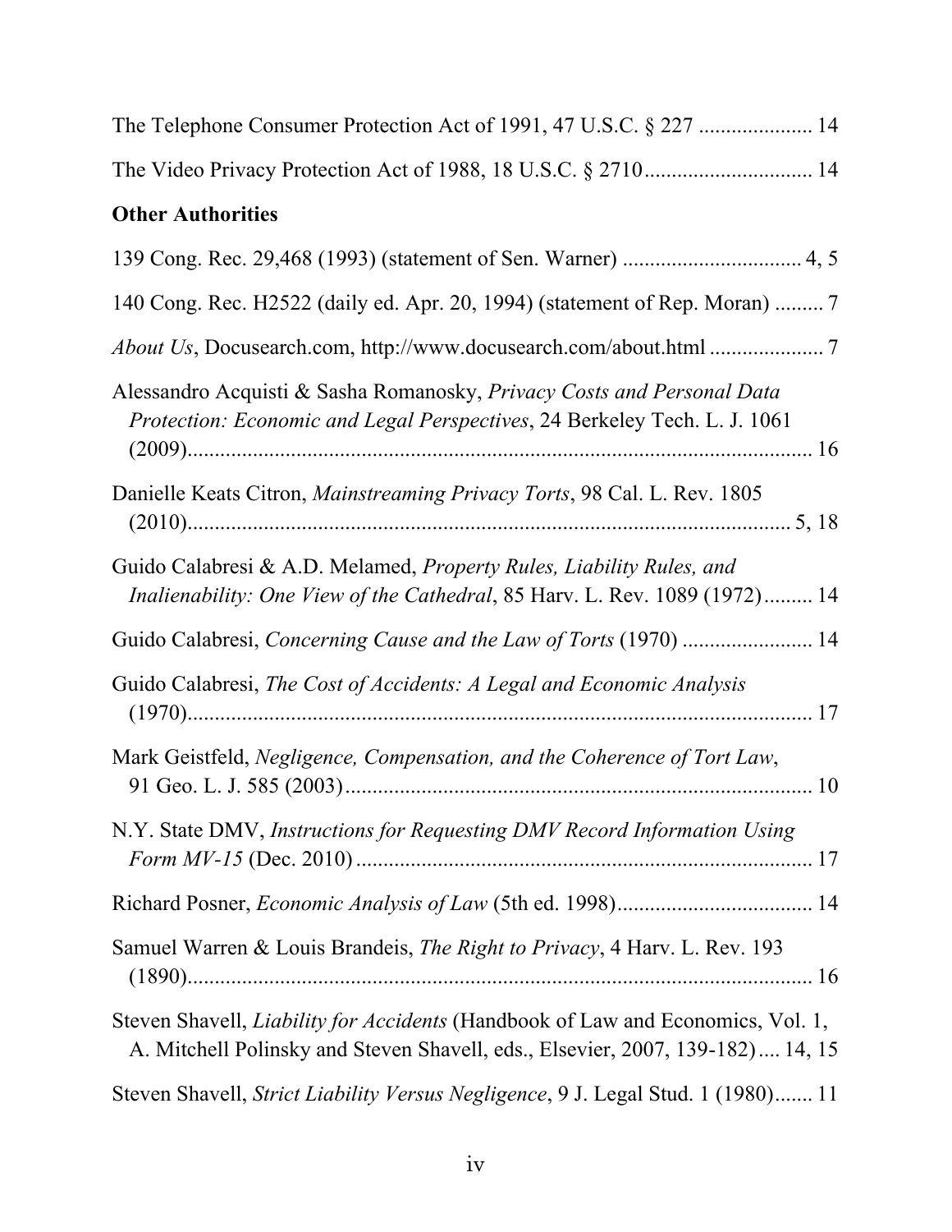The Telephone Consumer Protection Act of 1991, 47 U.S.C. § 227 ..................... 14

The Video Privacy Protection Act of 1988, 18 U.S.C. § 2710 .............................. 14

**Other Authorities**

139 Cong. Rec. 29,468 (1993) (statement of Sen. Warner) ................................ 4, 5

140 Cong. Rec. H2522 (daily ed. Apr. 20, 1994) (statement of Rep. Moran) ......... 7

*About Us*, Docusearch.com, http://www.docusearch.com/about.html ..................... 7

Alessandro Acquisti & Sasha Romanosky, *Privacy Costs and Personal Data Protection: Economic and Legal Perspectives*, 24 Berkeley Tech. L. J. 1061 (2009)................................................................................................ 16

Danielle Keats Citron, *Mainstreaming Privacy Torts*, 98 Cal. L. Rev. 1805 (2010).............................................................................................. 5, 18

Guido Calabresi & A.D. Melamed, *Property Rules, Liability Rules, and Inalienability: One View of the Cathedral*, 85 Harv. L. Rev. 1089 (1972)......... 14

Guido Calabresi, *Concerning Cause and the Law of Torts* (1970) ........................ 14

Guido Calabresi, *The Cost of Accidents: A Legal and Economic Analysis* (1970)................................................................................................ 17

Mark Geistfeld, *Negligence, Compensation, and the Coherence of Tort Law*, 91 Geo. L. J. 585 (2003)...................................................................... 10

N.Y. State DMV, *Instructions for Requesting DMV Record Information Using Form MV-15* (Dec. 2010) ...................................................................... 17

Richard Posner, *Economic Analysis of Law* (5th ed. 1998).................................... 14

Samuel Warren & Louis Brandeis, *The Right to Privacy*, 4 Harv. L. Rev. 193 (1890)................................................................................................ 16

Steven Shavell, *Liability for Accidents* (Handbook of Law and Economics, Vol. 1, A. Mitchell Polinsky and Steven Shavell, eds., Elsevier, 2007, 139-182).... 14, 15

Steven Shavell, *Strict Liability Versus Negligence*, 9 J. Legal Stud. 1 (1980)....... 11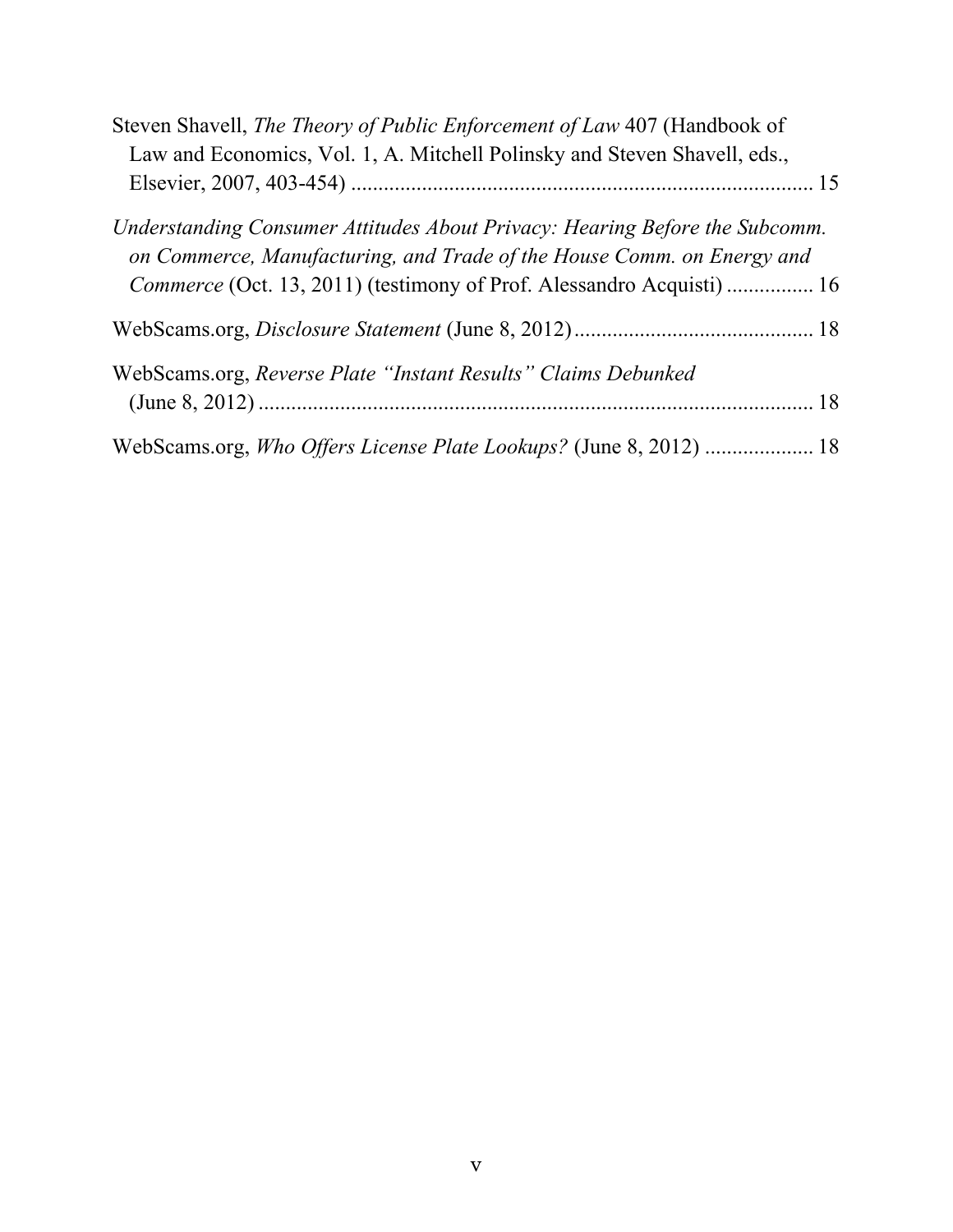Steven Shavell, *The Theory of Public Enforcement of Law* 407 (Handbook of Law and Economics, Vol. 1, A. Mitchell Polinsky and Steven Shavell, eds., Elsevier, 2007, 403-454) ..................................................................................... 15

*Understanding Consumer Attitudes About Privacy: Hearing Before the Subcomm. on Commerce, Manufacturing, and Trade of the House Comm. on Energy and Commerce* (Oct. 13, 2011) (testimony of Prof. Alessandro Acquisti) ................ 16

WebScams.org, *Disclosure Statement* (June 8, 2012) ............................................ 18

WebScams.org, *Reverse Plate "Instant Results" Claims Debunked* (June 8, 2012) ..................................................................................................... 18

WebScams.org, *Who Offers License Plate Lookups?* (June 8, 2012) .................... 18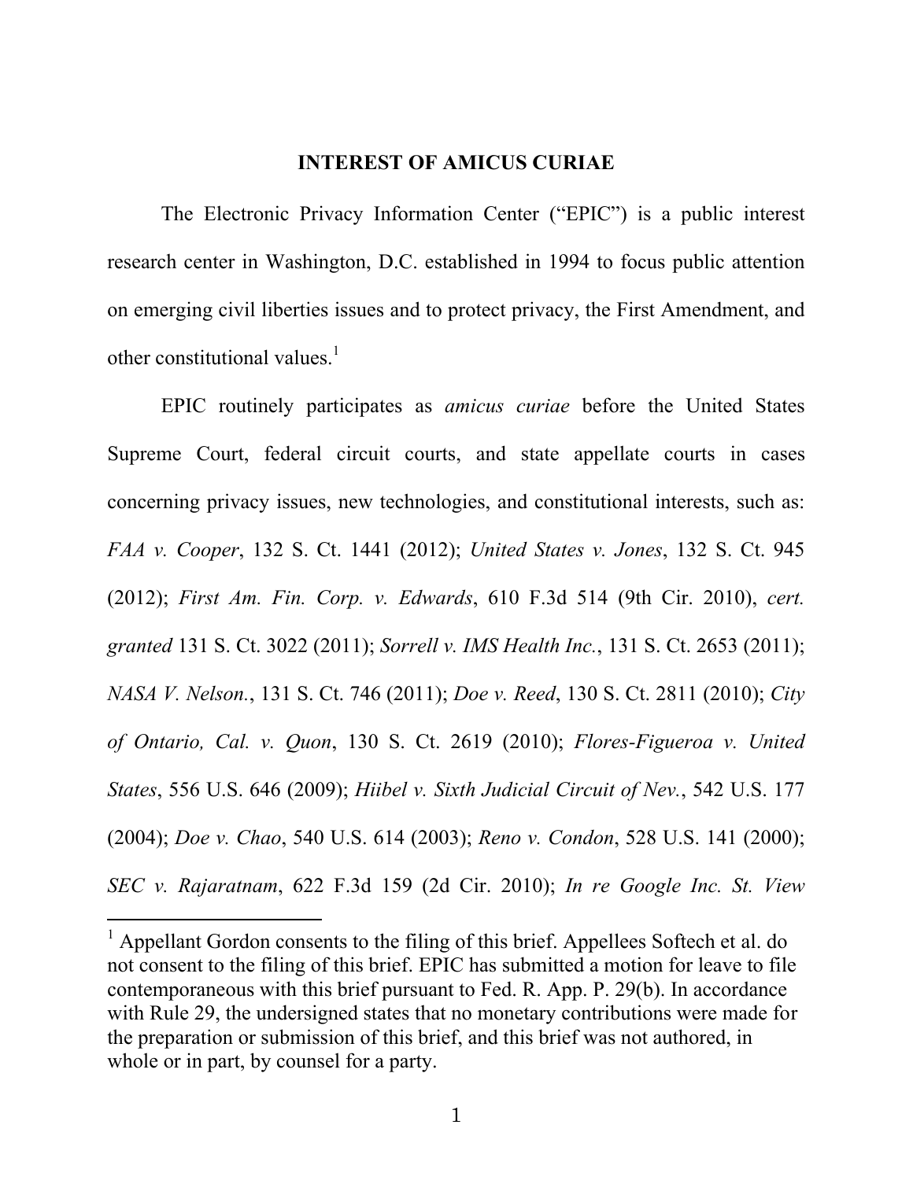## INTEREST OF AMICUS CURIAE

The Electronic Privacy Information Center ("EPIC") is a public interest research center in Washington, D.C. established in 1994 to focus public attention on emerging civil liberties issues and to protect privacy, the First Amendment, and other constitutional values.[1]

EPIC routinely participates as *amicus curiae* before the United States Supreme Court, federal circuit courts, and state appellate courts in cases concerning privacy issues, new technologies, and constitutional interests, such as: *FAA v. Cooper*, 132 S. Ct. 1441 (2012); *United States v. Jones*, 132 S. Ct. 945 (2012); *First Am. Fin. Corp. v. Edwards*, 610 F.3d 514 (9th Cir. 2010), *cert. granted* 131 S. Ct. 3022 (2011); *Sorrell v. IMS Health Inc.*, 131 S. Ct. 2653 (2011); *NASA V. Nelson.*, 131 S. Ct. 746 (2011); *Doe v. Reed*, 130 S. Ct. 2811 (2010); *City of Ontario, Cal. v. Quon*, 130 S. Ct. 2619 (2010); *Flores-Figueroa v. United States*, 556 U.S. 646 (2009); *Hiibel v. Sixth Judicial Circuit of Nev.*, 542 U.S. 177 (2004); *Doe v. Chao*, 540 U.S. 614 (2003); *Reno v. Condon*, 528 U.S. 141 (2000); *SEC v. Rajaratnam*, 622 F.3d 159 (2d Cir. 2010); *In re Google Inc. St. View*

---

[1] Appellant Gordon consents to the filing of this brief. Appellees Softech et al. do not consent to the filing of this brief. EPIC has submitted a motion for leave to file contemporaneous with this brief pursuant to Fed. R. App. P. 29(b). In accordance with Rule 29, the undersigned states that no monetary contributions were made for the preparation or submission of this brief, and this brief was not authored, in whole or in part, by counsel for a party.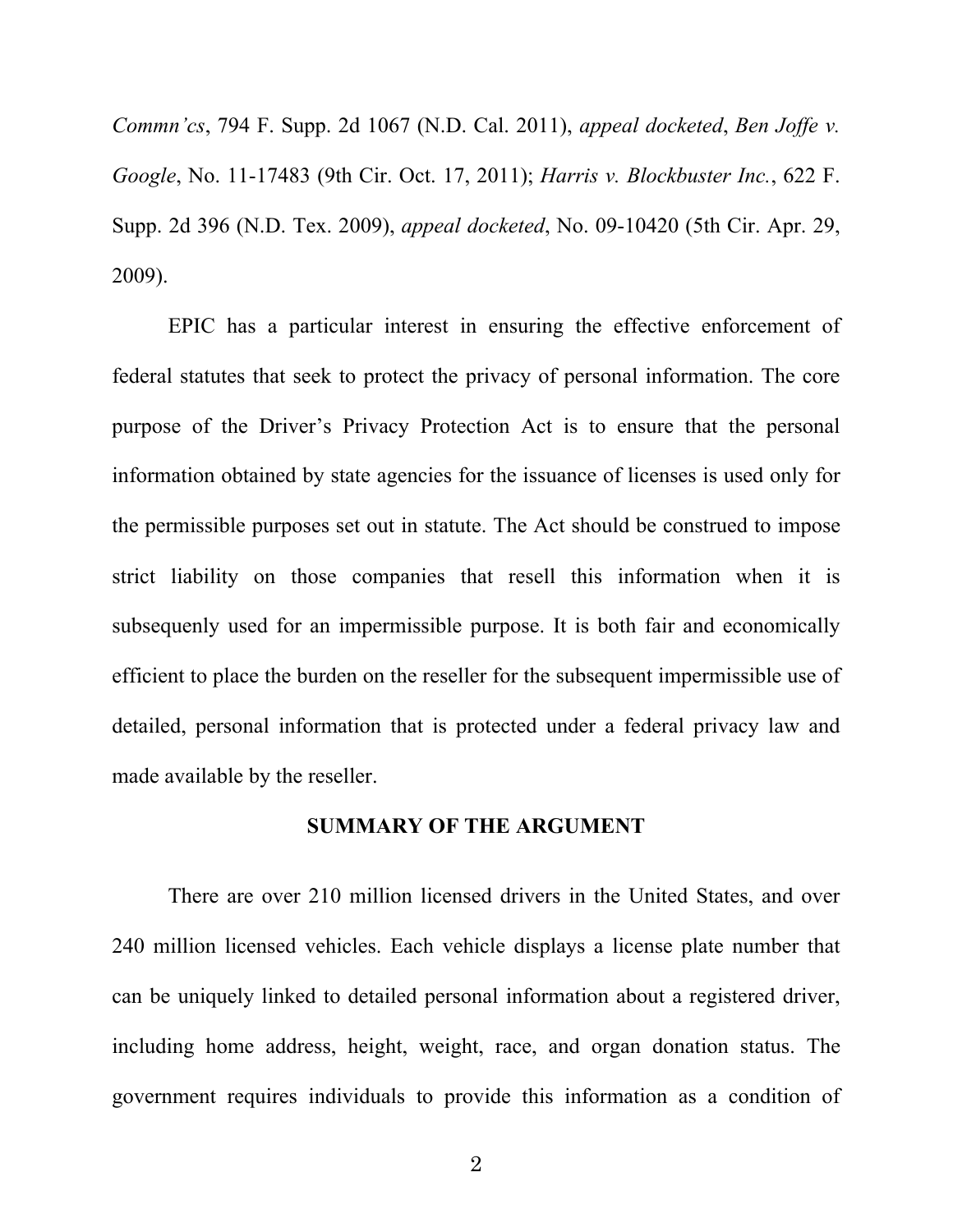*Commn'cs*, 794 F. Supp. 2d 1067 (N.D. Cal. 2011), *appeal docketed*, *Ben Joffe v. Google*, No. 11-17483 (9th Cir. Oct. 17, 2011); *Harris v. Blockbuster Inc.*, 622 F. Supp. 2d 396 (N.D. Tex. 2009), *appeal docketed*, No. 09-10420 (5th Cir. Apr. 29, 2009).

EPIC has a particular interest in ensuring the effective enforcement of federal statutes that seek to protect the privacy of personal information. The core purpose of the Driver's Privacy Protection Act is to ensure that the personal information obtained by state agencies for the issuance of licenses is used only for the permissible purposes set out in statute. The Act should be construed to impose strict liability on those companies that resell this information when it is subsequenly used for an impermissible purpose. It is both fair and economically efficient to place the burden on the reseller for the subsequent impermissible use of detailed, personal information that is protected under a federal privacy law and made available by the reseller.

## SUMMARY OF THE ARGUMENT

There are over 210 million licensed drivers in the United States, and over 240 million licensed vehicles. Each vehicle displays a license plate number that can be uniquely linked to detailed personal information about a registered driver, including home address, height, weight, race, and organ donation status. The government requires individuals to provide this information as a condition of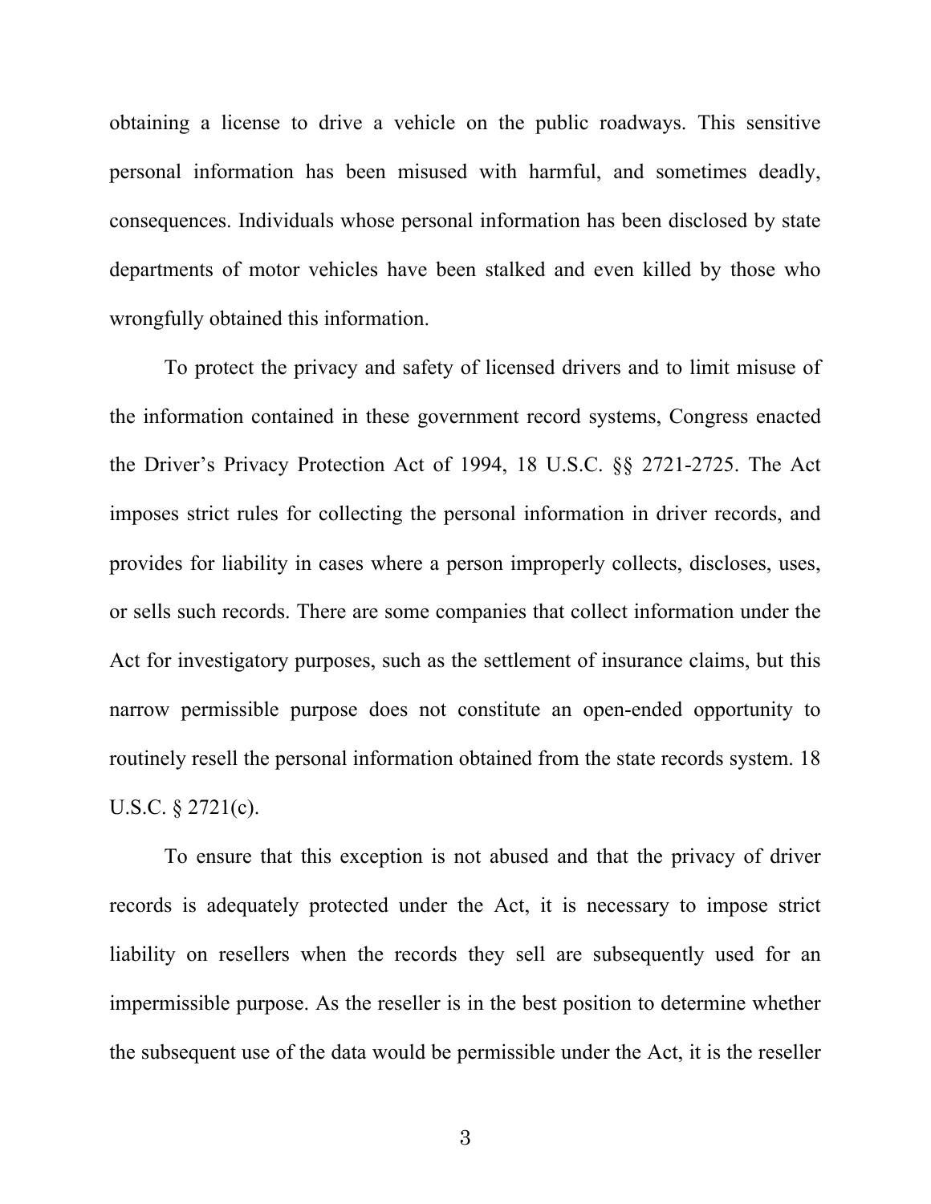obtaining a license to drive a vehicle on the public roadways. This sensitive personal information has been misused with harmful, and sometimes deadly, consequences. Individuals whose personal information has been disclosed by state departments of motor vehicles have been stalked and even killed by those who wrongfully obtained this information.

To protect the privacy and safety of licensed drivers and to limit misuse of the information contained in these government record systems, Congress enacted the Driver's Privacy Protection Act of 1994, 18 U.S.C. §§ 2721-2725. The Act imposes strict rules for collecting the personal information in driver records, and provides for liability in cases where a person improperly collects, discloses, uses, or sells such records. There are some companies that collect information under the Act for investigatory purposes, such as the settlement of insurance claims, but this narrow permissible purpose does not constitute an open-ended opportunity to routinely resell the personal information obtained from the state records system. 18 U.S.C. § 2721(c).

To ensure that this exception is not abused and that the privacy of driver records is adequately protected under the Act, it is necessary to impose strict liability on resellers when the records they sell are subsequently used for an impermissible purpose. As the reseller is in the best position to determine whether the subsequent use of the data would be permissible under the Act, it is the reseller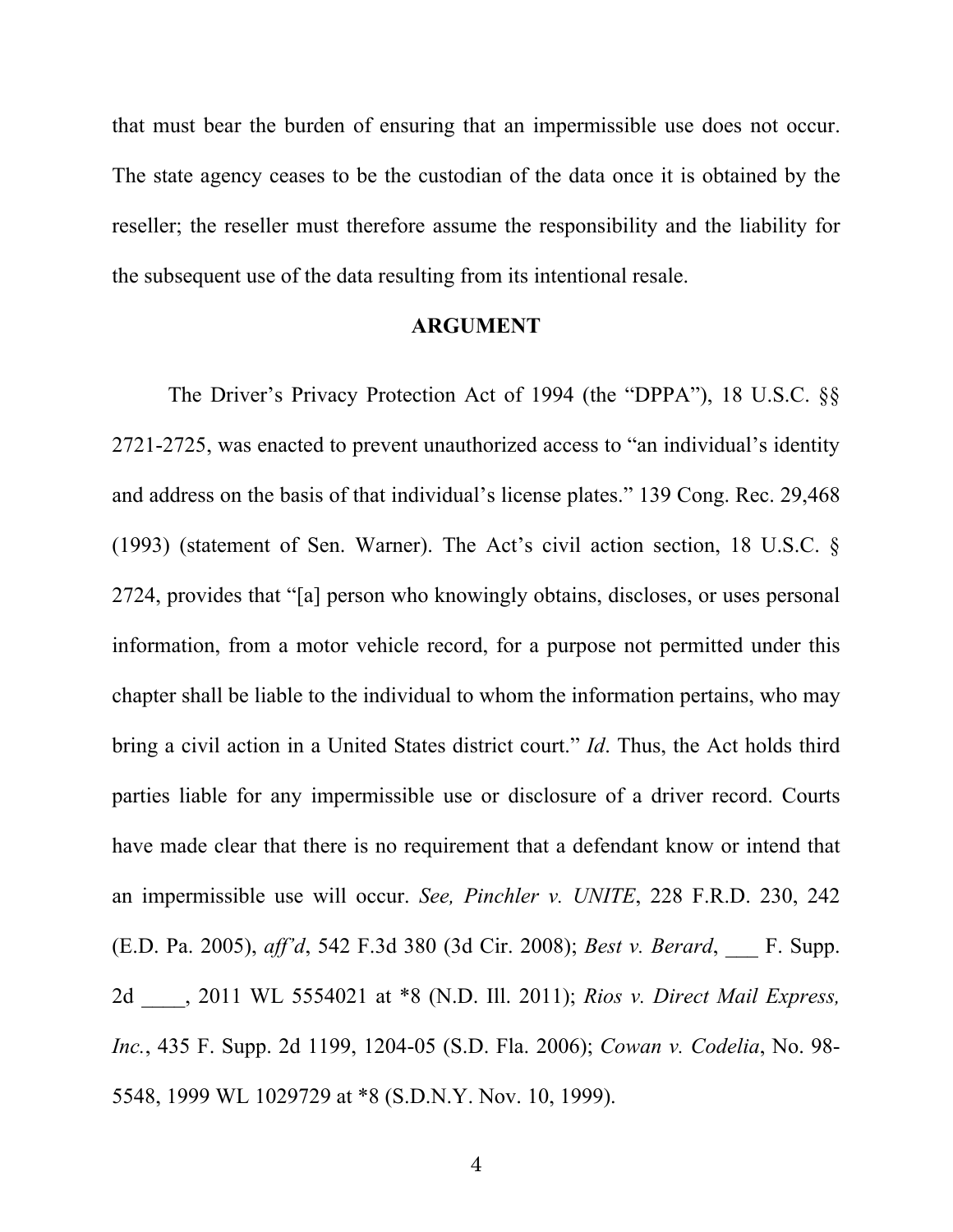that must bear the burden of ensuring that an impermissible use does not occur. The state agency ceases to be the custodian of the data once it is obtained by the reseller; the reseller must therefore assume the responsibility and the liability for the subsequent use of the data resulting from its intentional resale.

## ARGUMENT

The Driver's Privacy Protection Act of 1994 (the "DPPA"), 18 U.S.C. §§ 2721-2725, was enacted to prevent unauthorized access to "an individual's identity and address on the basis of that individual's license plates." 139 Cong. Rec. 29,468 (1993) (statement of Sen. Warner). The Act's civil action section, 18 U.S.C. § 2724, provides that "[a] person who knowingly obtains, discloses, or uses personal information, from a motor vehicle record, for a purpose not permitted under this chapter shall be liable to the individual to whom the information pertains, who may bring a civil action in a United States district court." *Id*. Thus, the Act holds third parties liable for any impermissible use or disclosure of a driver record. Courts have made clear that there is no requirement that a defendant know or intend that an impermissible use will occur. *See, Pinchler v. UNITE*, 228 F.R.D. 230, 242 (E.D. Pa. 2005), *aff'd*, 542 F.3d 380 (3d Cir. 2008); *Best v. Berard*, ___ F. Supp. 2d ____, 2011 WL 5554021 at *8 (N.D. Ill. 2011); *Rios v. Direct Mail Express, Inc.*, 435 F. Supp. 2d 1199, 1204-05 (S.D. Fla. 2006); *Cowan v. Codelia*, No. 98-5548, 1999 WL 1029729 at *8 (S.D.N.Y. Nov. 10, 1999).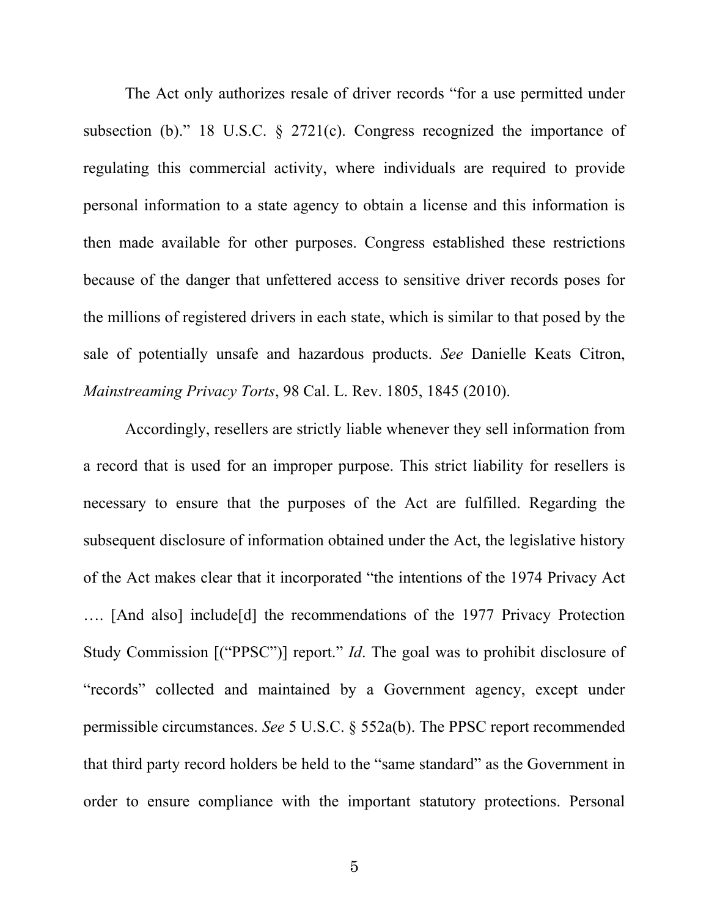The Act only authorizes resale of driver records "for a use permitted under subsection (b)." 18 U.S.C. § 2721(c). Congress recognized the importance of regulating this commercial activity, where individuals are required to provide personal information to a state agency to obtain a license and this information is then made available for other purposes. Congress established these restrictions because of the danger that unfettered access to sensitive driver records poses for the millions of registered drivers in each state, which is similar to that posed by the sale of potentially unsafe and hazardous products. *See* Danielle Keats Citron, *Mainstreaming Privacy Torts*, 98 Cal. L. Rev. 1805, 1845 (2010).

Accordingly, resellers are strictly liable whenever they sell information from a record that is used for an improper purpose. This strict liability for resellers is necessary to ensure that the purposes of the Act are fulfilled. Regarding the subsequent disclosure of information obtained under the Act, the legislative history of the Act makes clear that it incorporated "the intentions of the 1974 Privacy Act …. [And also] include[d] the recommendations of the 1977 Privacy Protection Study Commission [("PPSC")] report." *Id*. The goal was to prohibit disclosure of "records" collected and maintained by a Government agency, except under permissible circumstances. *See* 5 U.S.C. § 552a(b). The PPSC report recommended that third party record holders be held to the "same standard" as the Government in order to ensure compliance with the important statutory protections. Personal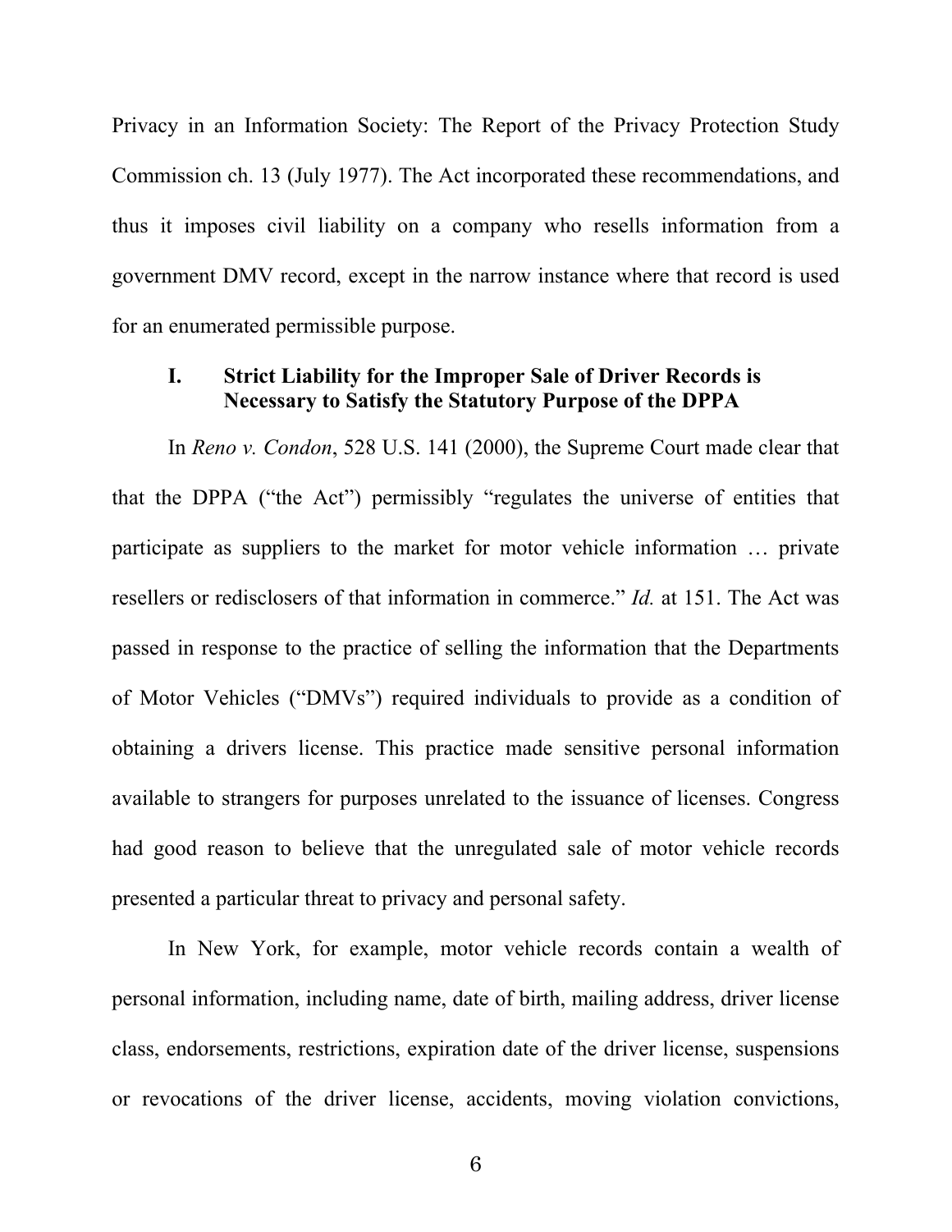Privacy in an Information Society: The Report of the Privacy Protection Study Commission ch. 13 (July 1977). The Act incorporated these recommendations, and thus it imposes civil liability on a company who resells information from a government DMV record, except in the narrow instance where that record is used for an enumerated permissible purpose.

## I. Strict Liability for the Improper Sale of Driver Records is Necessary to Satisfy the Statutory Purpose of the DPPA

In *Reno v. Condon*, 528 U.S. 141 (2000), the Supreme Court made clear that that the DPPA ("the Act") permissibly "regulates the universe of entities that participate as suppliers to the market for motor vehicle information … private resellers or redisclosers of that information in commerce." *Id.* at 151. The Act was passed in response to the practice of selling the information that the Departments of Motor Vehicles ("DMVs") required individuals to provide as a condition of obtaining a drivers license. This practice made sensitive personal information available to strangers for purposes unrelated to the issuance of licenses. Congress had good reason to believe that the unregulated sale of motor vehicle records presented a particular threat to privacy and personal safety.

In New York, for example, motor vehicle records contain a wealth of personal information, including name, date of birth, mailing address, driver license class, endorsements, restrictions, expiration date of the driver license, suspensions or revocations of the driver license, accidents, moving violation convictions,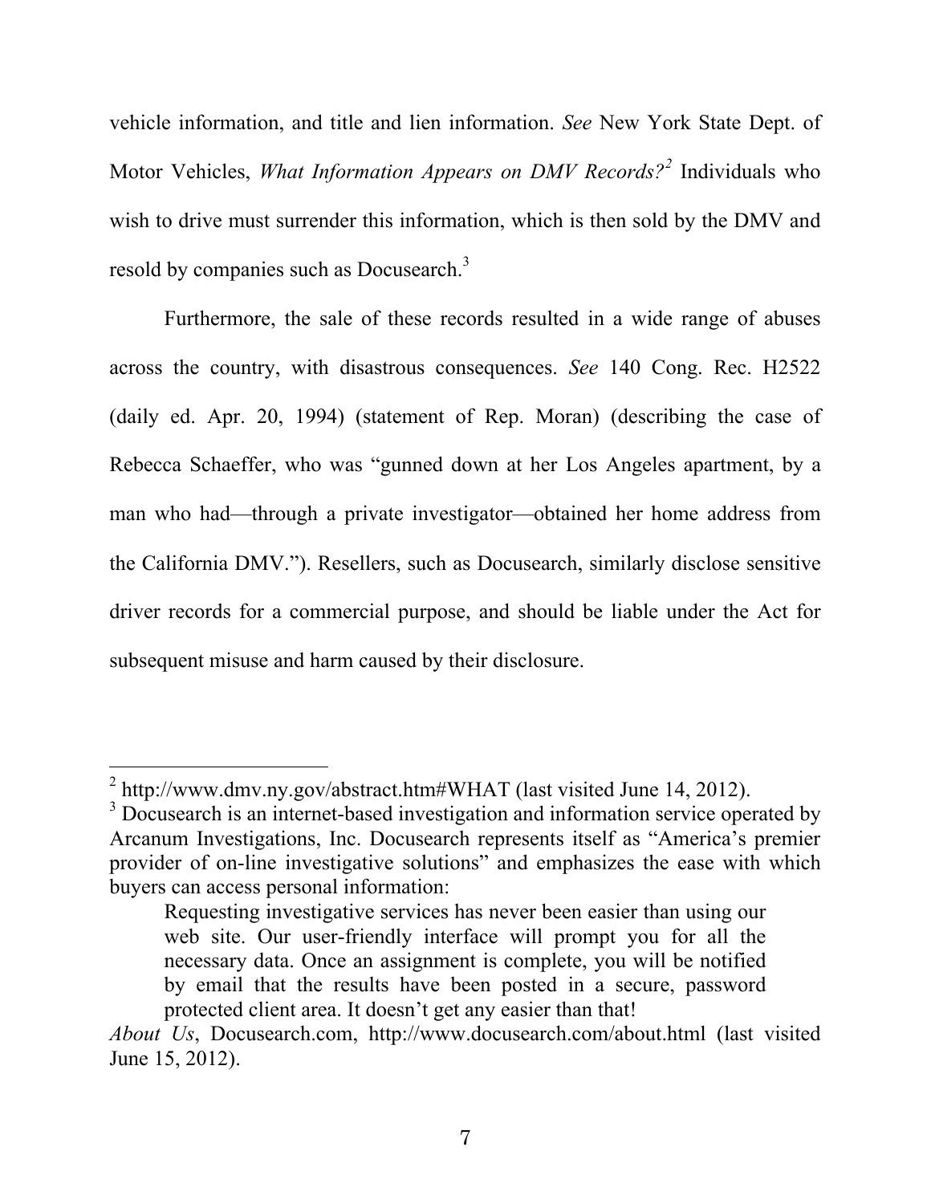vehicle information, and title and lien information. *See* New York State Dept. of Motor Vehicles, *What Information Appears on DMV Records?*[2] Individuals who wish to drive must surrender this information, which is then sold by the DMV and resold by companies such as Docusearch.[3]

Furthermore, the sale of these records resulted in a wide range of abuses across the country, with disastrous consequences. *See* 140 Cong. Rec. H2522 (daily ed. Apr. 20, 1994) (statement of Rep. Moran) (describing the case of Rebecca Schaeffer, who was "gunned down at her Los Angeles apartment, by a man who had—through a private investigator—obtained her home address from the California DMV."). Resellers, such as Docusearch, similarly disclose sensitive driver records for a commercial purpose, and should be liable under the Act for subsequent misuse and harm caused by their disclosure.

---

[2] http://www.dmv.ny.gov/abstract.htm#WHAT (last visited June 14, 2012).

[3] Docusearch is an internet-based investigation and information service operated by Arcanum Investigations, Inc. Docusearch represents itself as "America's premier provider of on-line investigative solutions" and emphasizes the ease with which buyers can access personal information:

> Requesting investigative services has never been easier than using our web site. Our user-friendly interface will prompt you for all the necessary data. Once an assignment is complete, you will be notified by email that the results have been posted in a secure, password protected client area. It doesn't get any easier than that!

*About Us*, Docusearch.com, http://www.docusearch.com/about.html (last visited June 15, 2012).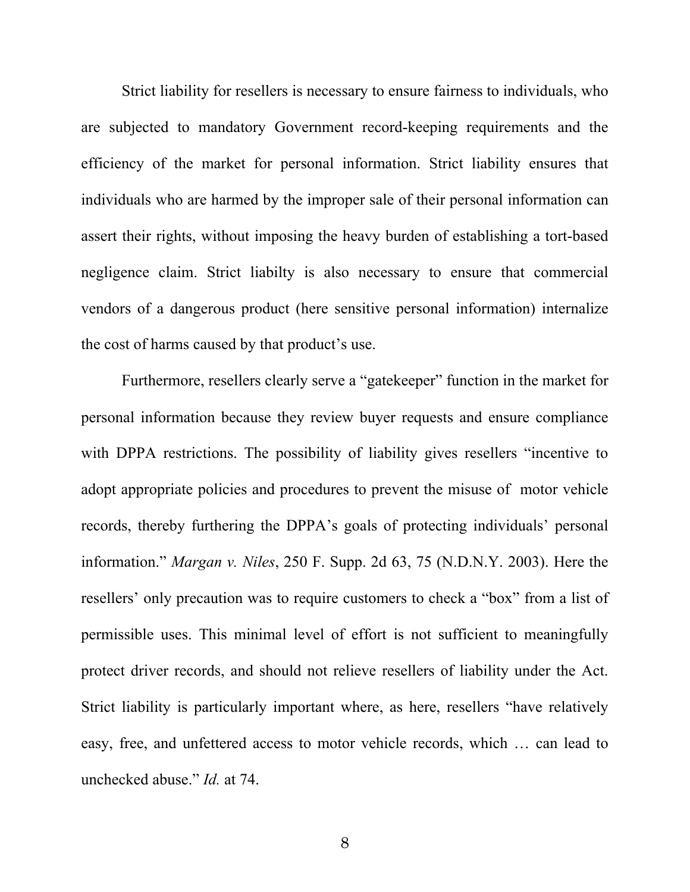Strict liability for resellers is necessary to ensure fairness to individuals, who are subjected to mandatory Government record-keeping requirements and the efficiency of the market for personal information. Strict liability ensures that individuals who are harmed by the improper sale of their personal information can assert their rights, without imposing the heavy burden of establishing a tort-based negligence claim. Strict liabilty is also necessary to ensure that commercial vendors of a dangerous product (here sensitive personal information) internalize the cost of harms caused by that product's use.

Furthermore, resellers clearly serve a "gatekeeper" function in the market for personal information because they review buyer requests and ensure compliance with DPPA restrictions. The possibility of liability gives resellers "incentive to adopt appropriate policies and procedures to prevent the misuse of motor vehicle records, thereby furthering the DPPA's goals of protecting individuals' personal information." *Margan v. Niles*, 250 F. Supp. 2d 63, 75 (N.D.N.Y. 2003). Here the resellers' only precaution was to require customers to check a "box" from a list of permissible uses. This minimal level of effort is not sufficient to meaningfully protect driver records, and should not relieve resellers of liability under the Act. Strict liability is particularly important where, as here, resellers "have relatively easy, free, and unfettered access to motor vehicle records, which … can lead to unchecked abuse." *Id.* at 74.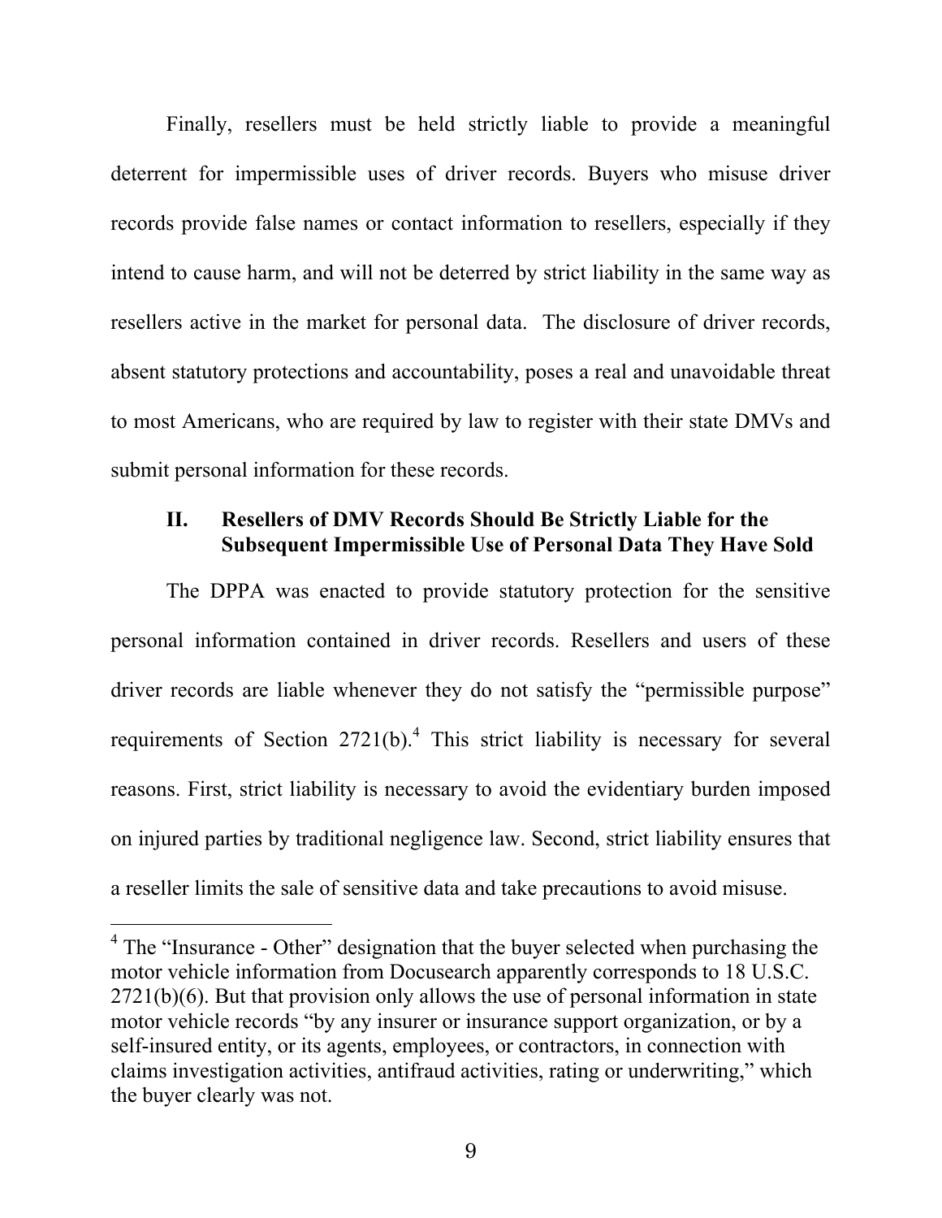Finally, resellers must be held strictly liable to provide a meaningful deterrent for impermissible uses of driver records. Buyers who misuse driver records provide false names or contact information to resellers, especially if they intend to cause harm, and will not be deterred by strict liability in the same way as resellers active in the market for personal data. The disclosure of driver records, absent statutory protections and accountability, poses a real and unavoidable threat to most Americans, who are required by law to register with their state DMVs and submit personal information for these records.

## II. Resellers of DMV Records Should Be Strictly Liable for the Subsequent Impermissible Use of Personal Data They Have Sold

The DPPA was enacted to provide statutory protection for the sensitive personal information contained in driver records. Resellers and users of these driver records are liable whenever they do not satisfy the "permissible purpose" requirements of Section 2721(b).[4] This strict liability is necessary for several reasons. First, strict liability is necessary to avoid the evidentiary burden imposed on injured parties by traditional negligence law. Second, strict liability ensures that a reseller limits the sale of sensitive data and take precautions to avoid misuse.

---

[4] The "Insurance - Other" designation that the buyer selected when purchasing the motor vehicle information from Docusearch apparently corresponds to 18 U.S.C. 2721(b)(6). But that provision only allows the use of personal information in state motor vehicle records "by any insurer or insurance support organization, or by a self-insured entity, or its agents, employees, or contractors, in connection with claims investigation activities, antifraud activities, rating or underwriting," which the buyer clearly was not.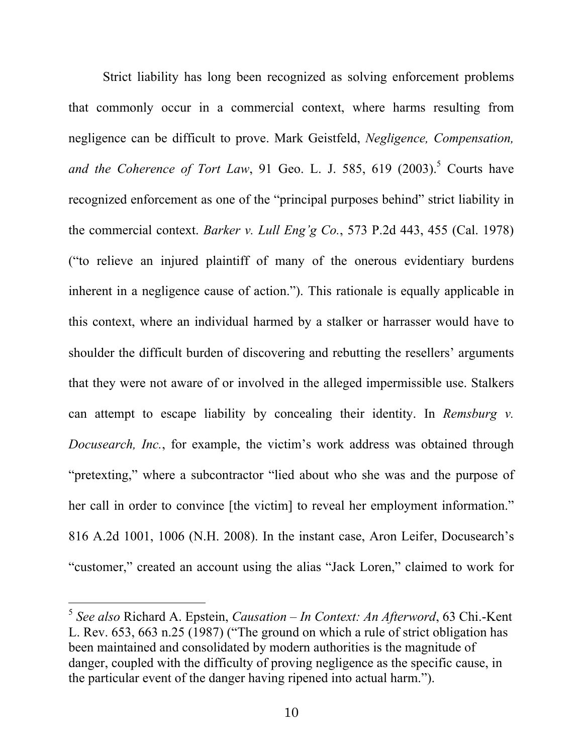Strict liability has long been recognized as solving enforcement problems that commonly occur in a commercial context, where harms resulting from negligence can be difficult to prove. Mark Geistfeld, *Negligence, Compensation, and the Coherence of Tort Law*, 91 Geo. L. J. 585, 619 (2003).[5] Courts have recognized enforcement as one of the "principal purposes behind" strict liability in the commercial context. *Barker v. Lull Eng'g Co.*, 573 P.2d 443, 455 (Cal. 1978) ("to relieve an injured plaintiff of many of the onerous evidentiary burdens inherent in a negligence cause of action."). This rationale is equally applicable in this context, where an individual harmed by a stalker or harrasser would have to shoulder the difficult burden of discovering and rebutting the resellers' arguments that they were not aware of or involved in the alleged impermissible use. Stalkers can attempt to escape liability by concealing their identity. In *Remsburg v. Docusearch, Inc.*, for example, the victim's work address was obtained through "pretexting," where a subcontractor "lied about who she was and the purpose of her call in order to convince [the victim] to reveal her employment information." 816 A.2d 1001, 1006 (N.H. 2008). In the instant case, Aron Leifer, Docusearch's "customer," created an account using the alias "Jack Loren," claimed to work for

---

[5] *See also* Richard A. Epstein, *Causation – In Context: An Afterword*, 63 Chi.-Kent L. Rev. 653, 663 n.25 (1987) ("The ground on which a rule of strict obligation has been maintained and consolidated by modern authorities is the magnitude of danger, coupled with the difficulty of proving negligence as the specific cause, in the particular event of the danger having ripened into actual harm.").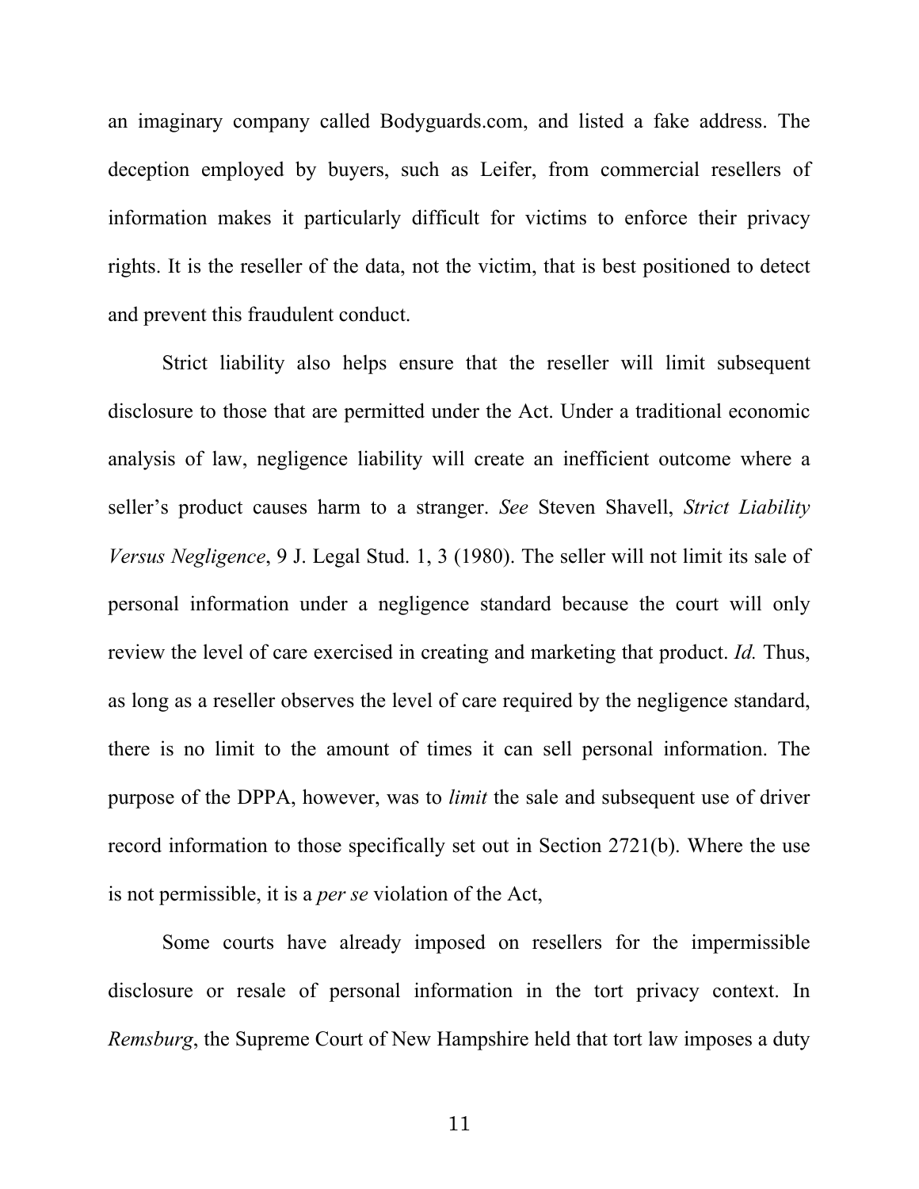an imaginary company called Bodyguards.com, and listed a fake address. The deception employed by buyers, such as Leifer, from commercial resellers of information makes it particularly difficult for victims to enforce their privacy rights. It is the reseller of the data, not the victim, that is best positioned to detect and prevent this fraudulent conduct.

Strict liability also helps ensure that the reseller will limit subsequent disclosure to those that are permitted under the Act. Under a traditional economic analysis of law, negligence liability will create an inefficient outcome where a seller's product causes harm to a stranger. *See* Steven Shavell, *Strict Liability Versus Negligence*, 9 J. Legal Stud. 1, 3 (1980). The seller will not limit its sale of personal information under a negligence standard because the court will only review the level of care exercised in creating and marketing that product. *Id.* Thus, as long as a reseller observes the level of care required by the negligence standard, there is no limit to the amount of times it can sell personal information. The purpose of the DPPA, however, was to *limit* the sale and subsequent use of driver record information to those specifically set out in Section 2721(b). Where the use is not permissible, it is a *per se* violation of the Act,

Some courts have already imposed on resellers for the impermissible disclosure or resale of personal information in the tort privacy context. In *Remsburg*, the Supreme Court of New Hampshire held that tort law imposes a duty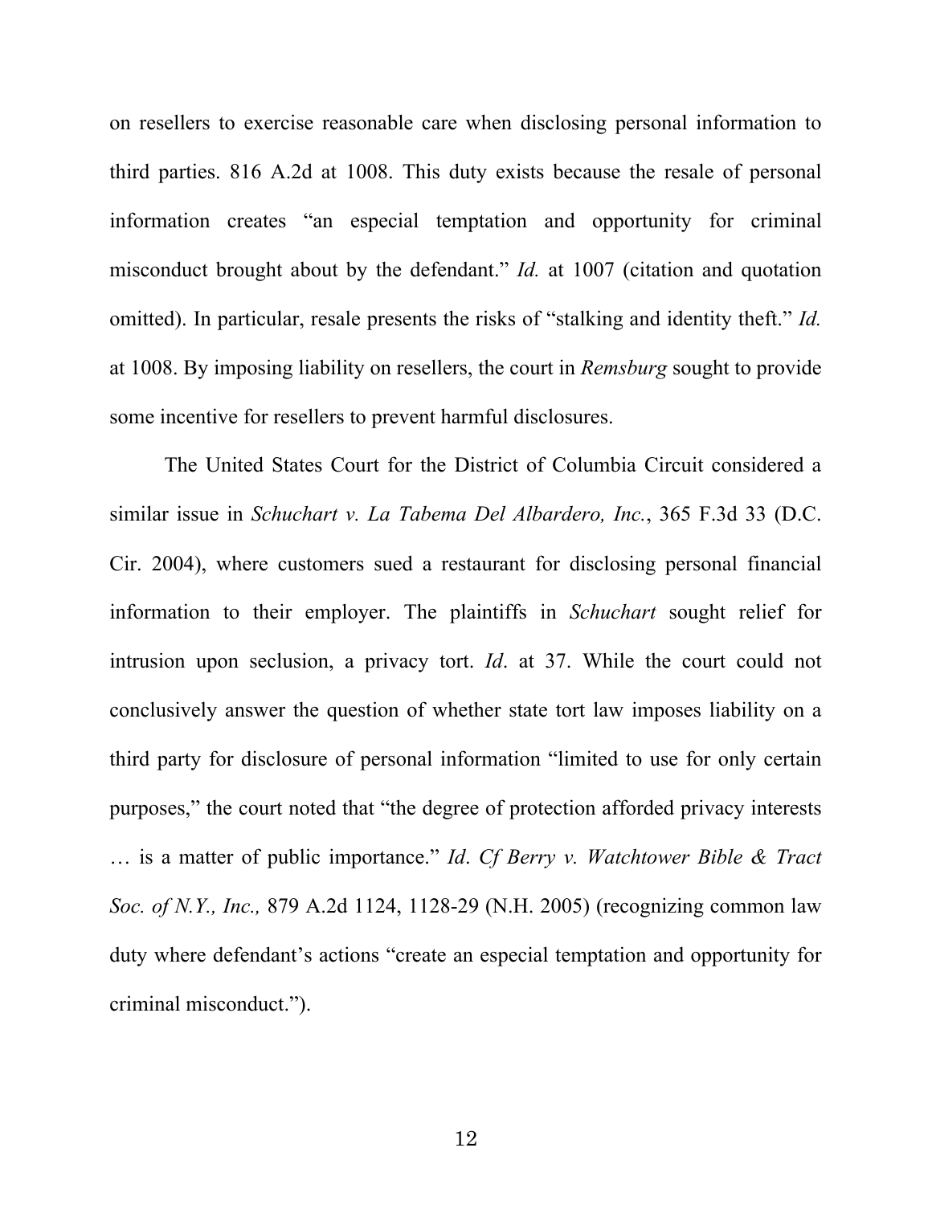on resellers to exercise reasonable care when disclosing personal information to third parties. 816 A.2d at 1008. This duty exists because the resale of personal information creates "an especial temptation and opportunity for criminal misconduct brought about by the defendant." *Id.* at 1007 (citation and quotation omitted). In particular, resale presents the risks of "stalking and identity theft." *Id.* at 1008. By imposing liability on resellers, the court in *Remsburg* sought to provide some incentive for resellers to prevent harmful disclosures.

The United States Court for the District of Columbia Circuit considered a similar issue in *Schuchart v. La Tabema Del Albardero, Inc.*, 365 F.3d 33 (D.C. Cir. 2004), where customers sued a restaurant for disclosing personal financial information to their employer. The plaintiffs in *Schuchart* sought relief for intrusion upon seclusion, a privacy tort. *Id*. at 37. While the court could not conclusively answer the question of whether state tort law imposes liability on a third party for disclosure of personal information "limited to use for only certain purposes," the court noted that "the degree of protection afforded privacy interests … is a matter of public importance." *Id*. *Cf Berry v. Watchtower Bible & Tract Soc. of N.Y., Inc.,* 879 A.2d 1124, 1128-29 (N.H. 2005) (recognizing common law duty where defendant's actions "create an especial temptation and opportunity for criminal misconduct.").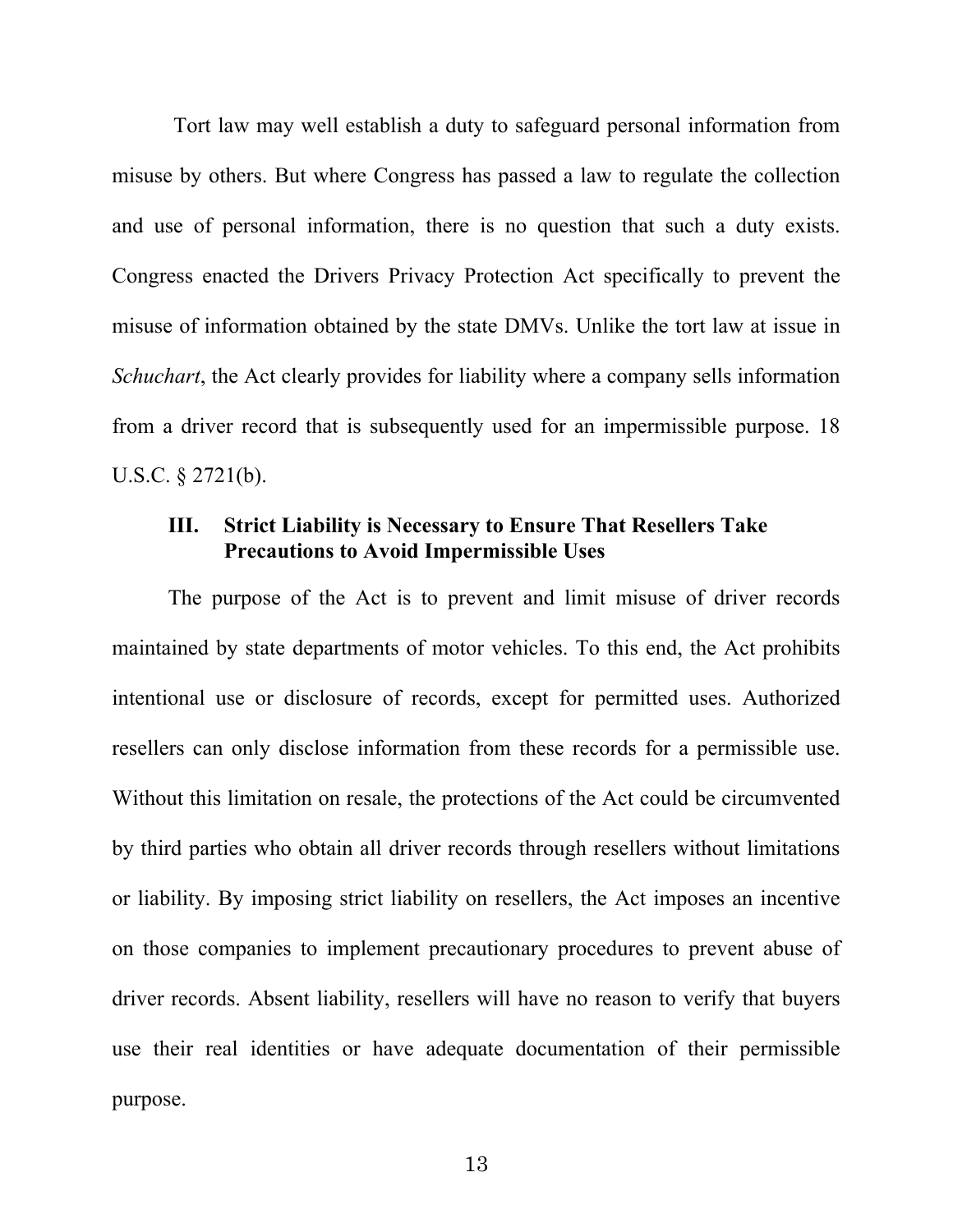Tort law may well establish a duty to safeguard personal information from misuse by others. But where Congress has passed a law to regulate the collection and use of personal information, there is no question that such a duty exists. Congress enacted the Drivers Privacy Protection Act specifically to prevent the misuse of information obtained by the state DMVs. Unlike the tort law at issue in *Schuchart*, the Act clearly provides for liability where a company sells information from a driver record that is subsequently used for an impermissible purpose. 18 U.S.C. § 2721(b).

### III. Strict Liability is Necessary to Ensure That Resellers Take Precautions to Avoid Impermissible Uses

The purpose of the Act is to prevent and limit misuse of driver records maintained by state departments of motor vehicles. To this end, the Act prohibits intentional use or disclosure of records, except for permitted uses. Authorized resellers can only disclose information from these records for a permissible use. Without this limitation on resale, the protections of the Act could be circumvented by third parties who obtain all driver records through resellers without limitations or liability. By imposing strict liability on resellers, the Act imposes an incentive on those companies to implement precautionary procedures to prevent abuse of driver records. Absent liability, resellers will have no reason to verify that buyers use their real identities or have adequate documentation of their permissible purpose.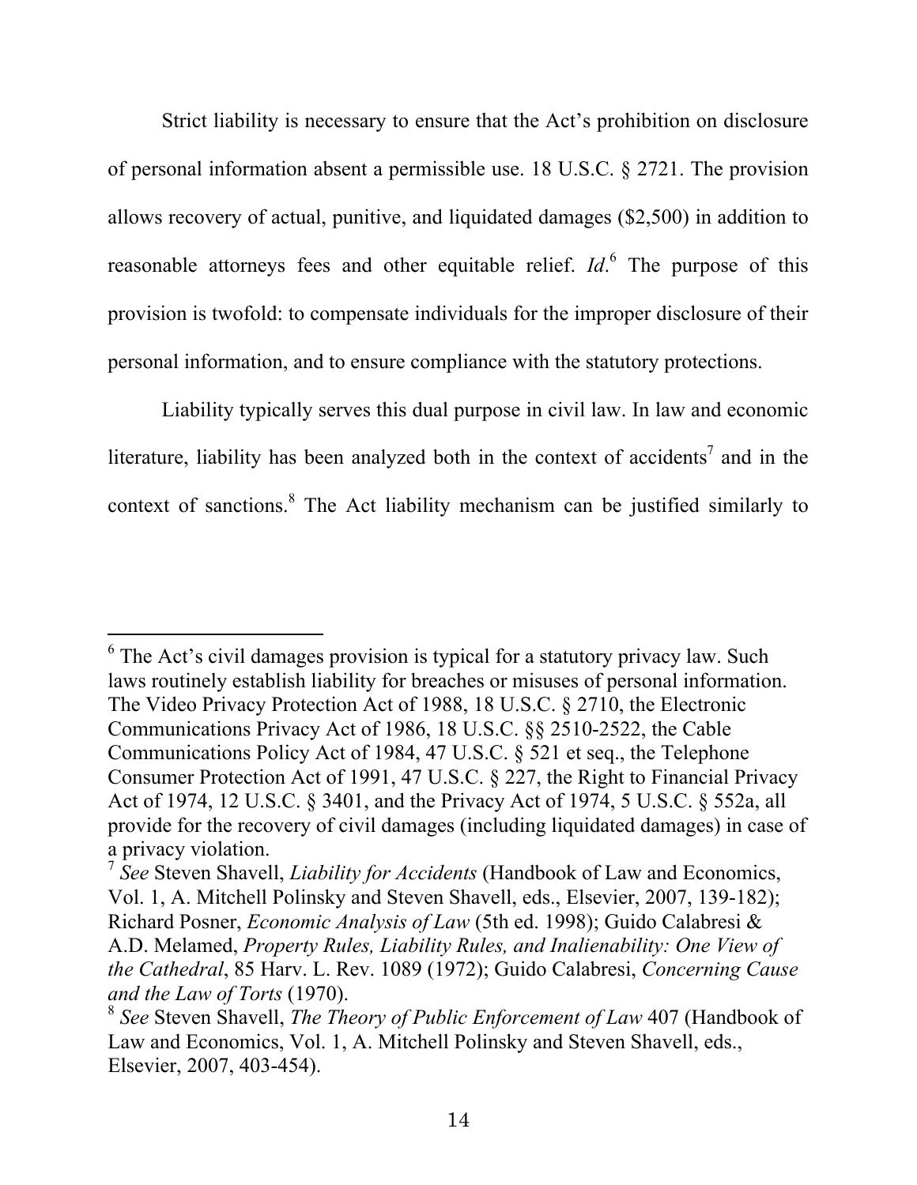Strict liability is necessary to ensure that the Act's prohibition on disclosure of personal information absent a permissible use. 18 U.S.C. § 2721. The provision allows recovery of actual, punitive, and liquidated damages ($2,500) in addition to reasonable attorneys fees and other equitable relief. *Id*.[6] The purpose of this provision is twofold: to compensate individuals for the improper disclosure of their personal information, and to ensure compliance with the statutory protections.

Liability typically serves this dual purpose in civil law. In law and economic literature, liability has been analyzed both in the context of accidents[7] and in the context of sanctions.[8] The Act liability mechanism can be justified similarly to

---

[6] The Act's civil damages provision is typical for a statutory privacy law. Such laws routinely establish liability for breaches or misuses of personal information. The Video Privacy Protection Act of 1988, 18 U.S.C. § 2710, the Electronic Communications Privacy Act of 1986, 18 U.S.C. §§ 2510-2522, the Cable Communications Policy Act of 1984, 47 U.S.C. § 521 et seq., the Telephone Consumer Protection Act of 1991, 47 U.S.C. § 227, the Right to Financial Privacy Act of 1974, 12 U.S.C. § 3401, and the Privacy Act of 1974, 5 U.S.C. § 552a, all provide for the recovery of civil damages (including liquidated damages) in case of a privacy violation.

[7] *See* Steven Shavell, *Liability for Accidents* (Handbook of Law and Economics, Vol. 1, A. Mitchell Polinsky and Steven Shavell, eds., Elsevier, 2007, 139-182); Richard Posner, *Economic Analysis of Law* (5th ed. 1998); Guido Calabresi & A.D. Melamed, *Property Rules, Liability Rules, and Inalienability: One View of the Cathedral*, 85 Harv. L. Rev. 1089 (1972); Guido Calabresi, *Concerning Cause and the Law of Torts* (1970).

[8] *See* Steven Shavell, *The Theory of Public Enforcement of Law* 407 (Handbook of Law and Economics, Vol. 1, A. Mitchell Polinsky and Steven Shavell, eds., Elsevier, 2007, 403-454).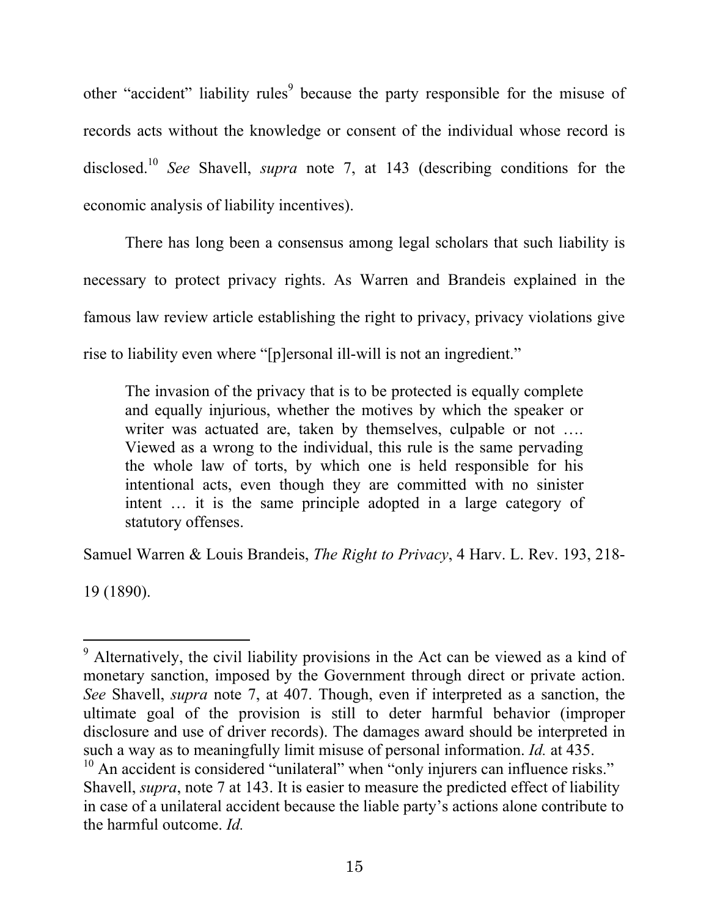other "accident" liability rules[9] because the party responsible for the misuse of records acts without the knowledge or consent of the individual whose record is disclosed.[10] *See* Shavell, *supra* note 7, at 143 (describing conditions for the economic analysis of liability incentives).

There has long been a consensus among legal scholars that such liability is necessary to protect privacy rights. As Warren and Brandeis explained in the famous law review article establishing the right to privacy, privacy violations give rise to liability even where "[p]ersonal ill-will is not an ingredient."

> The invasion of the privacy that is to be protected is equally complete and equally injurious, whether the motives by which the speaker or writer was actuated are, taken by themselves, culpable or not …. Viewed as a wrong to the individual, this rule is the same pervading the whole law of torts, by which one is held responsible for his intentional acts, even though they are committed with no sinister intent … it is the same principle adopted in a large category of statutory offenses.

Samuel Warren & Louis Brandeis, *The Right to Privacy*, 4 Harv. L. Rev. 193, 218-19 (1890).

---

[9] Alternatively, the civil liability provisions in the Act can be viewed as a kind of monetary sanction, imposed by the Government through direct or private action. *See* Shavell, *supra* note 7, at 407. Though, even if interpreted as a sanction, the ultimate goal of the provision is still to deter harmful behavior (improper disclosure and use of driver records). The damages award should be interpreted in such a way as to meaningfully limit misuse of personal information. *Id.* at 435.

[10] An accident is considered "unilateral" when "only injurers can influence risks." Shavell, *supra*, note 7 at 143. It is easier to measure the predicted effect of liability in case of a unilateral accident because the liable party's actions alone contribute to the harmful outcome. *Id.*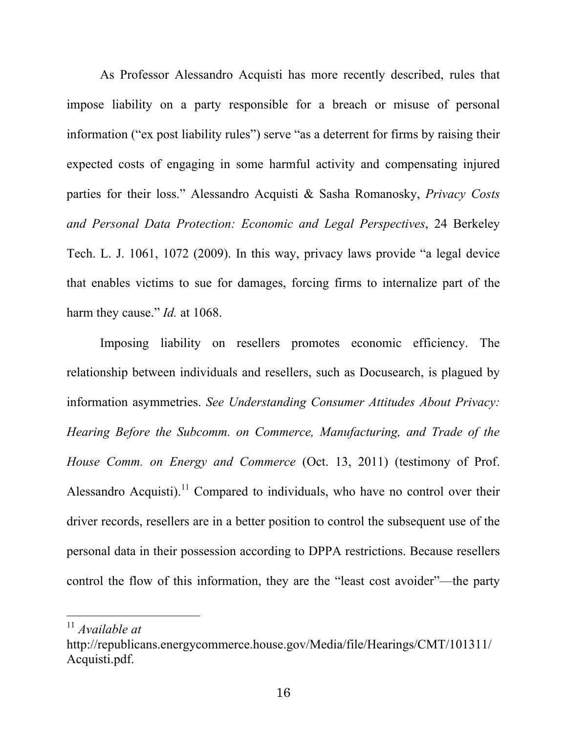As Professor Alessandro Acquisti has more recently described, rules that impose liability on a party responsible for a breach or misuse of personal information ("ex post liability rules") serve "as a deterrent for firms by raising their expected costs of engaging in some harmful activity and compensating injured parties for their loss." Alessandro Acquisti & Sasha Romanosky, *Privacy Costs and Personal Data Protection: Economic and Legal Perspectives*, 24 Berkeley Tech. L. J. 1061, 1072 (2009). In this way, privacy laws provide "a legal device that enables victims to sue for damages, forcing firms to internalize part of the harm they cause." *Id.* at 1068.

Imposing liability on resellers promotes economic efficiency. The relationship between individuals and resellers, such as Docusearch, is plagued by information asymmetries. *See Understanding Consumer Attitudes About Privacy: Hearing Before the Subcomm. on Commerce, Manufacturing, and Trade of the House Comm. on Energy and Commerce* (Oct. 13, 2011) (testimony of Prof. Alessandro Acquisti).[11] Compared to individuals, who have no control over their driver records, resellers are in a better position to control the subsequent use of the personal data in their possession according to DPPA restrictions. Because resellers control the flow of this information, they are the "least cost avoider"—the party

[11] *Available at* http://republicans.energycommerce.house.gov/Media/file/Hearings/CMT/101311/Acquisti.pdf.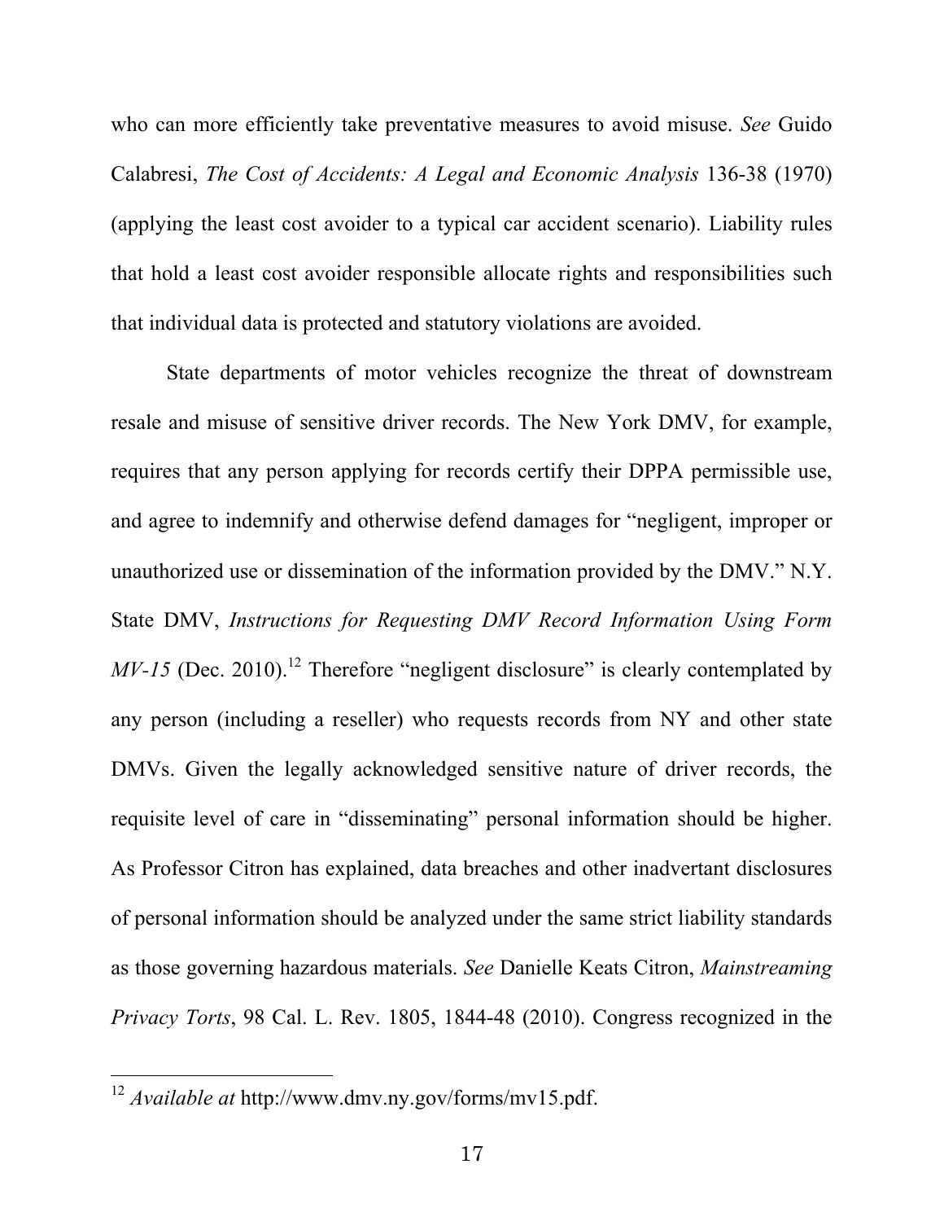who can more efficiently take preventative measures to avoid misuse. *See* Guido Calabresi, *The Cost of Accidents: A Legal and Economic Analysis* 136-38 (1970) (applying the least cost avoider to a typical car accident scenario). Liability rules that hold a least cost avoider responsible allocate rights and responsibilities such that individual data is protected and statutory violations are avoided.

State departments of motor vehicles recognize the threat of downstream resale and misuse of sensitive driver records. The New York DMV, for example, requires that any person applying for records certify their DPPA permissible use, and agree to indemnify and otherwise defend damages for "negligent, improper or unauthorized use or dissemination of the information provided by the DMV." N.Y. State DMV, *Instructions for Requesting DMV Record Information Using Form MV-15* (Dec. 2010).[12] Therefore "negligent disclosure" is clearly contemplated by any person (including a reseller) who requests records from NY and other state DMVs. Given the legally acknowledged sensitive nature of driver records, the requisite level of care in "disseminating" personal information should be higher. As Professor Citron has explained, data breaches and other inadvertant disclosures of personal information should be analyzed under the same strict liability standards as those governing hazardous materials. *See* Danielle Keats Citron, *Mainstreaming Privacy Torts*, 98 Cal. L. Rev. 1805, 1844-48 (2010). Congress recognized in the

[12] *Available at* http://www.dmv.ny.gov/forms/mv15.pdf.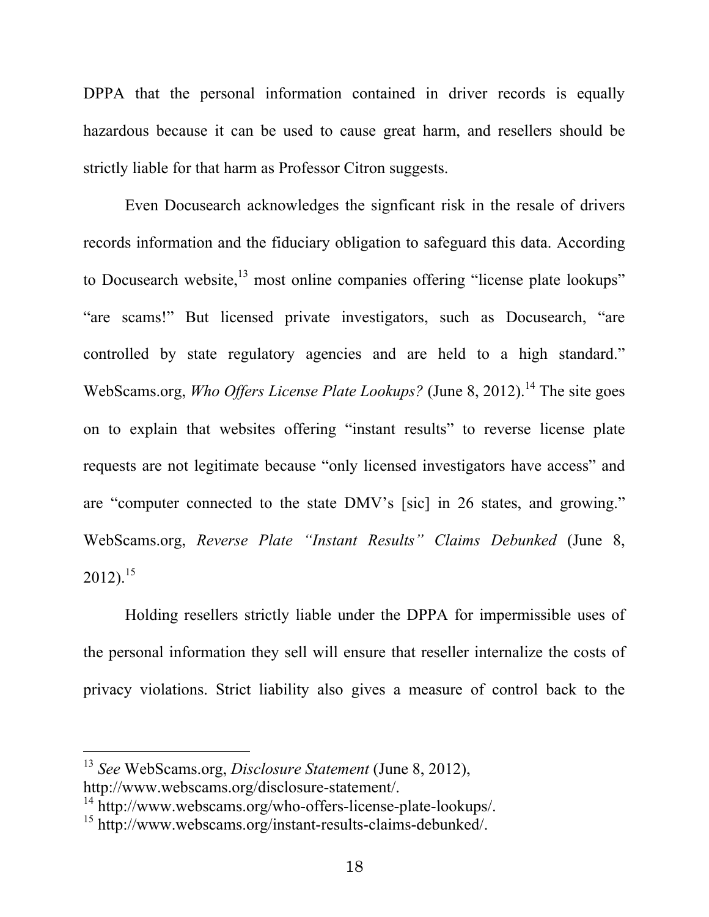DPPA that the personal information contained in driver records is equally hazardous because it can be used to cause great harm, and resellers should be strictly liable for that harm as Professor Citron suggests.

Even Docusearch acknowledges the signficant risk in the resale of drivers records information and the fiduciary obligation to safeguard this data. According to Docusearch website,[13] most online companies offering "license plate lookups" "are scams!" But licensed private investigators, such as Docusearch, "are controlled by state regulatory agencies and are held to a high standard." WebScams.org, *Who Offers License Plate Lookups?* (June 8, 2012).[14] The site goes on to explain that websites offering "instant results" to reverse license plate requests are not legitimate because "only licensed investigators have access" and are "computer connected to the state DMV's [sic] in 26 states, and growing." WebScams.org, *Reverse Plate "Instant Results" Claims Debunked* (June 8, 2012).[15]

Holding resellers strictly liable under the DPPA for impermissible uses of the personal information they sell will ensure that reseller internalize the costs of privacy violations. Strict liability also gives a measure of control back to the

---

[13] *See* WebScams.org, *Disclosure Statement* (June 8, 2012), http://www.webscams.org/disclosure-statement/.

[14] http://www.webscams.org/who-offers-license-plate-lookups/.

[15] http://www.webscams.org/instant-results-claims-debunked/.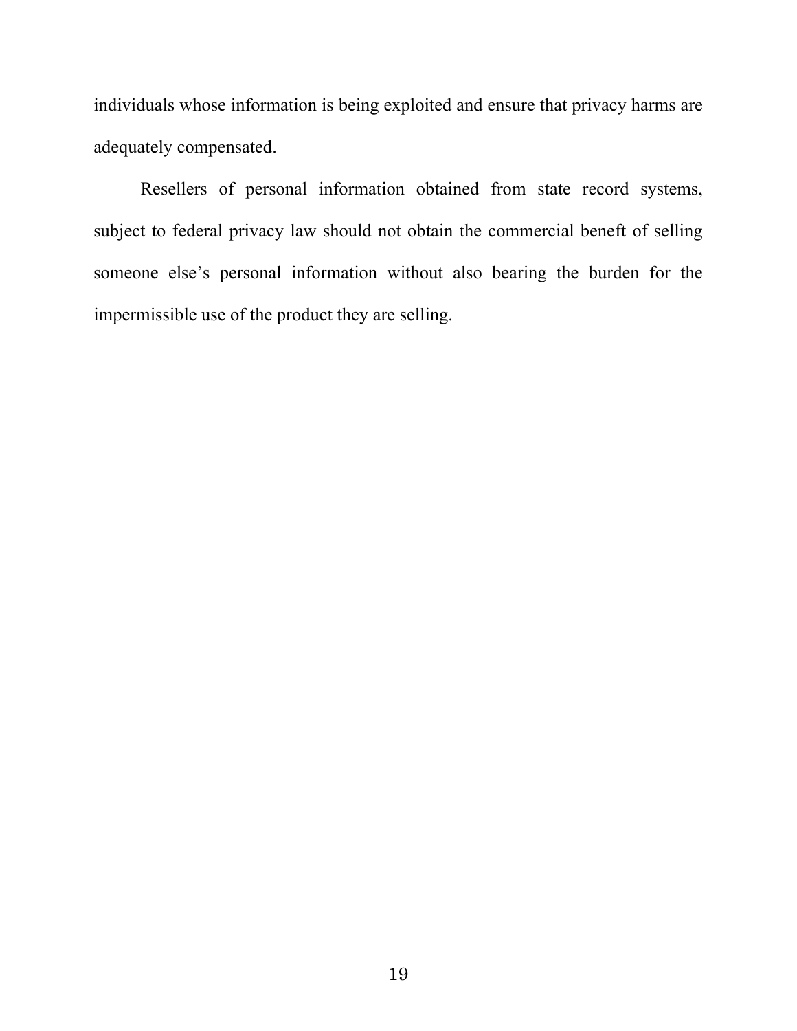individuals whose information is being exploited and ensure that privacy harms are adequately compensated.

Resellers of personal information obtained from state record systems, subject to federal privacy law should not obtain the commercial beneft of selling someone else's personal information without also bearing the burden for the impermissible use of the product they are selling.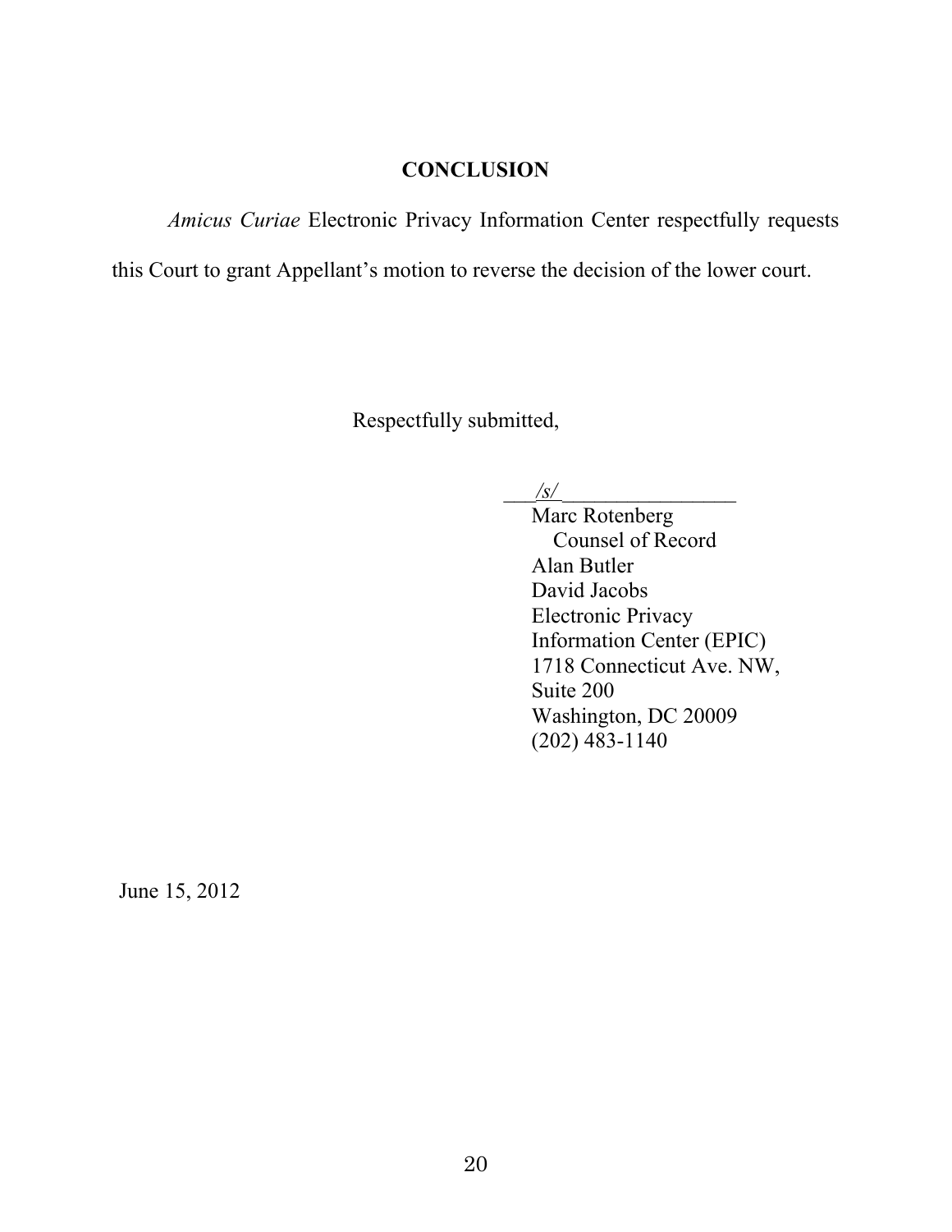## CONCLUSION

*Amicus Curiae* Electronic Privacy Information Center respectfully requests this Court to grant Appellant's motion to reverse the decision of the lower court.

Respectfully submitted,

___*/s/*_________________
Marc Rotenberg
Counsel of Record
Alan Butler
David Jacobs
Electronic Privacy
Information Center (EPIC)
1718 Connecticut Ave. NW,
Suite 200
Washington, DC 20009
(202) 483-1140

June 15, 2012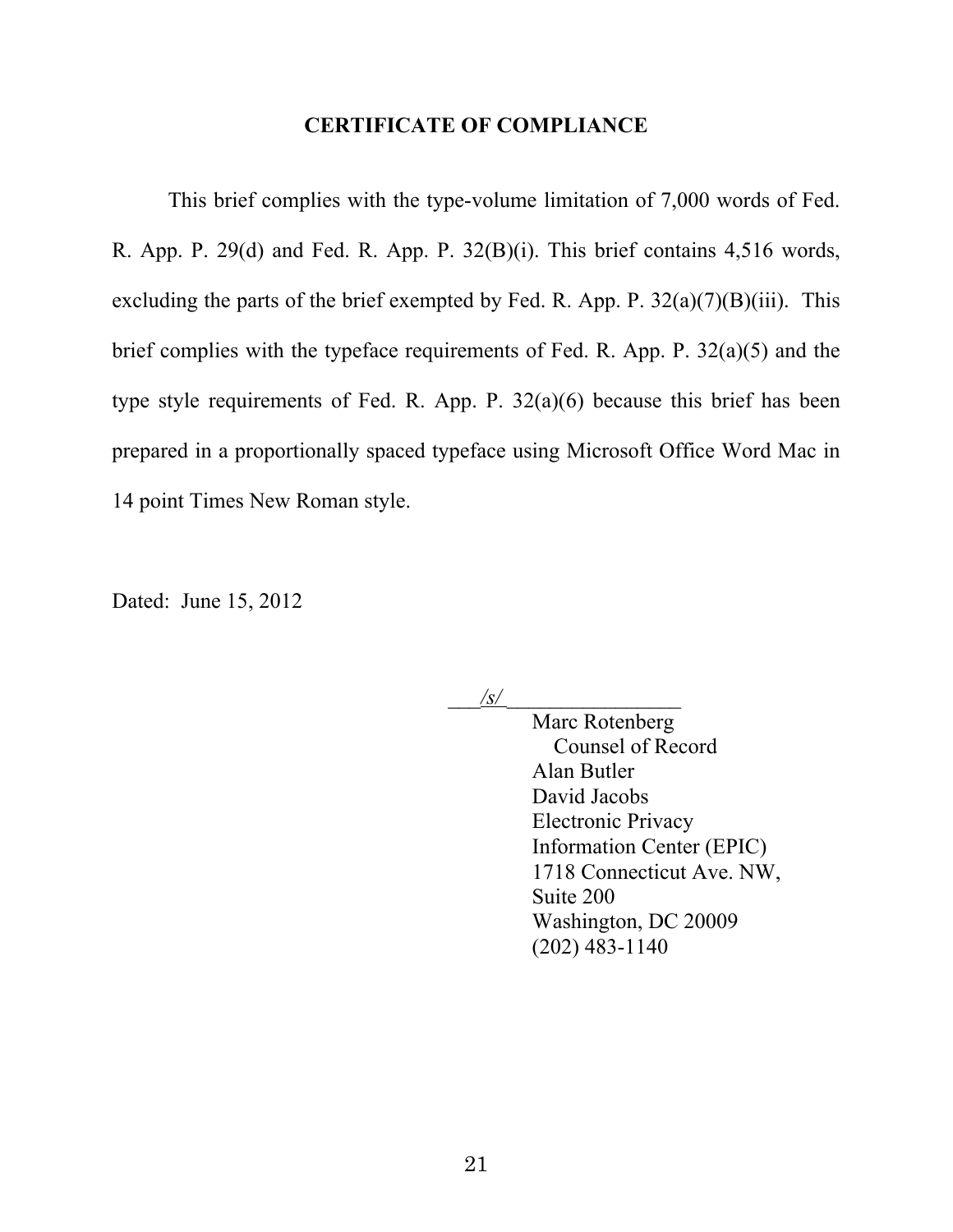## CERTIFICATE OF COMPLIANCE

This brief complies with the type-volume limitation of 7,000 words of Fed. R. App. P. 29(d) and Fed. R. App. P. 32(B)(i). This brief contains 4,516 words, excluding the parts of the brief exempted by Fed. R. App. P. 32(a)(7)(B)(iii). This brief complies with the typeface requirements of Fed. R. App. P. 32(a)(5) and the type style requirements of Fed. R. App. P. 32(a)(6) because this brief has been prepared in a proportionally spaced typeface using Microsoft Office Word Mac in 14 point Times New Roman style.

Dated: June 15, 2012

___*/s/*________________

Marc Rotenberg
Counsel of Record
Alan Butler
David Jacobs
Electronic Privacy
Information Center (EPIC)
1718 Connecticut Ave. NW,
Suite 200
Washington, DC 20009
(202) 483-1140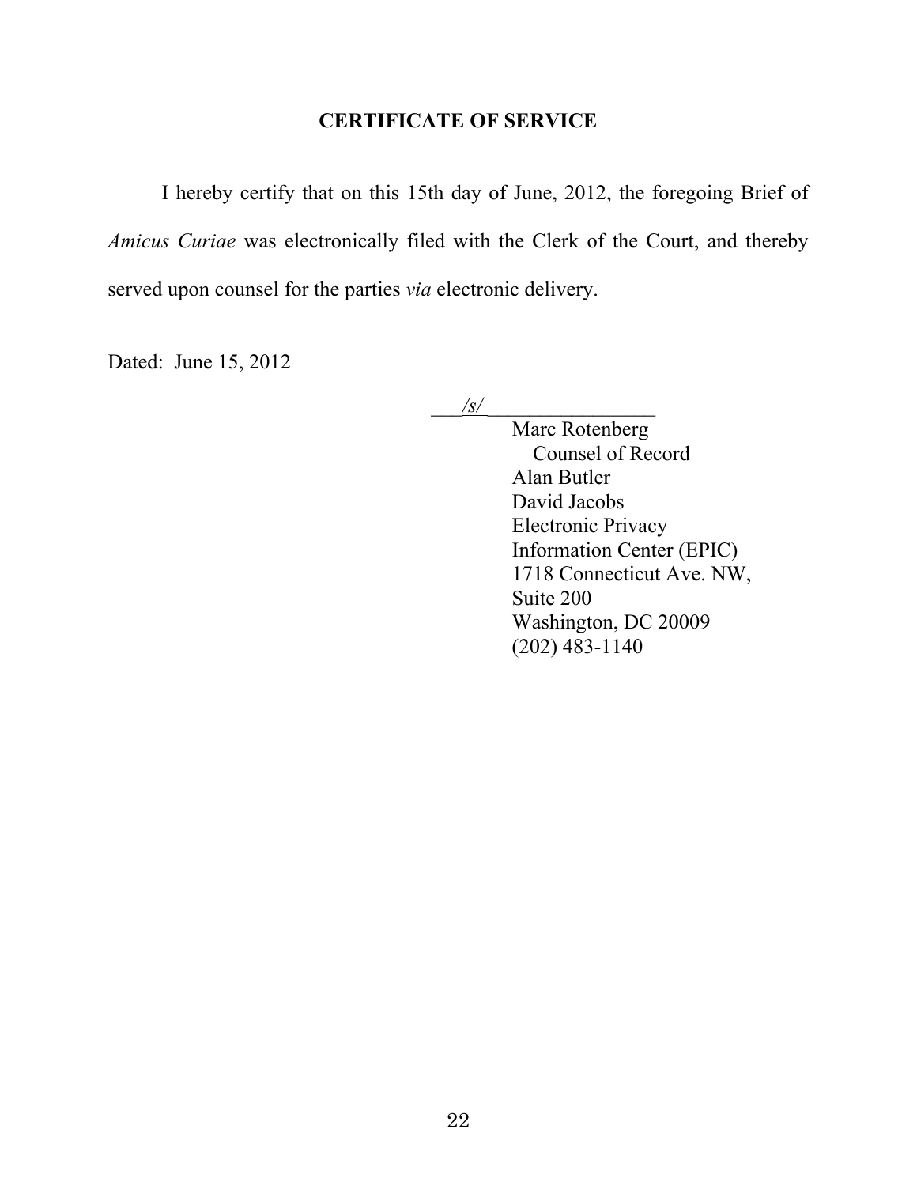## CERTIFICATE OF SERVICE

I hereby certify that on this 15th day of June, 2012, the foregoing Brief of *Amicus Curiae* was electronically filed with the Clerk of the Court, and thereby served upon counsel for the parties *via* electronic delivery.

Dated: June 15, 2012

___*/s/*_________________

Marc Rotenberg
  Counsel of Record
Alan Butler
David Jacobs
Electronic Privacy
Information Center (EPIC)
1718 Connecticut Ave. NW,
Suite 200
Washington, DC 20009
(202) 483-1140